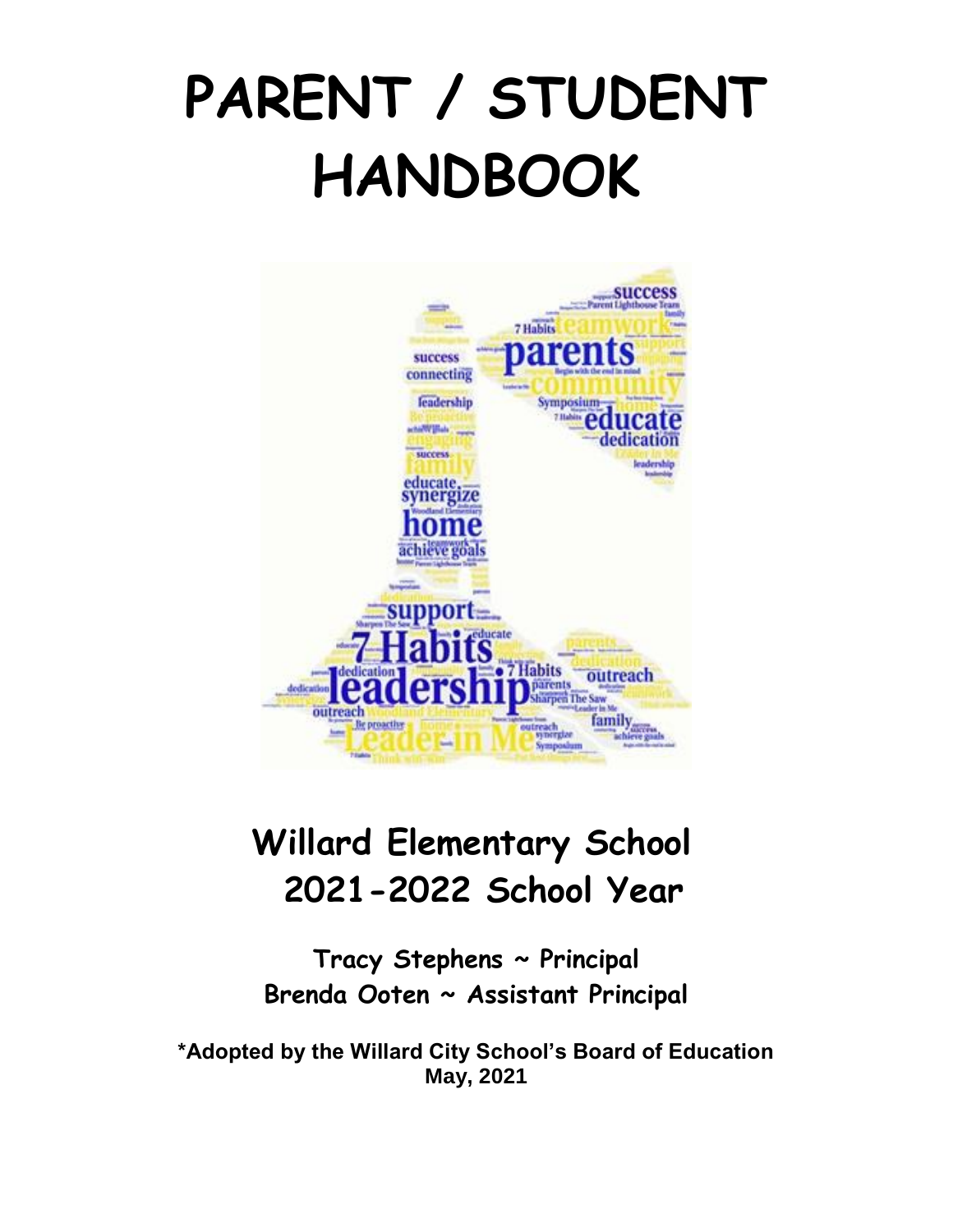# PARENT / STUDENT HANDBOOK

## Willard Elementary School
## 2021-2022 School Year

**Tracy Stephens ~ Principal**
**Brenda Ooten ~ Assistant Principal**

**\*Adopted by the Willard City School's Board of Education May, 2021**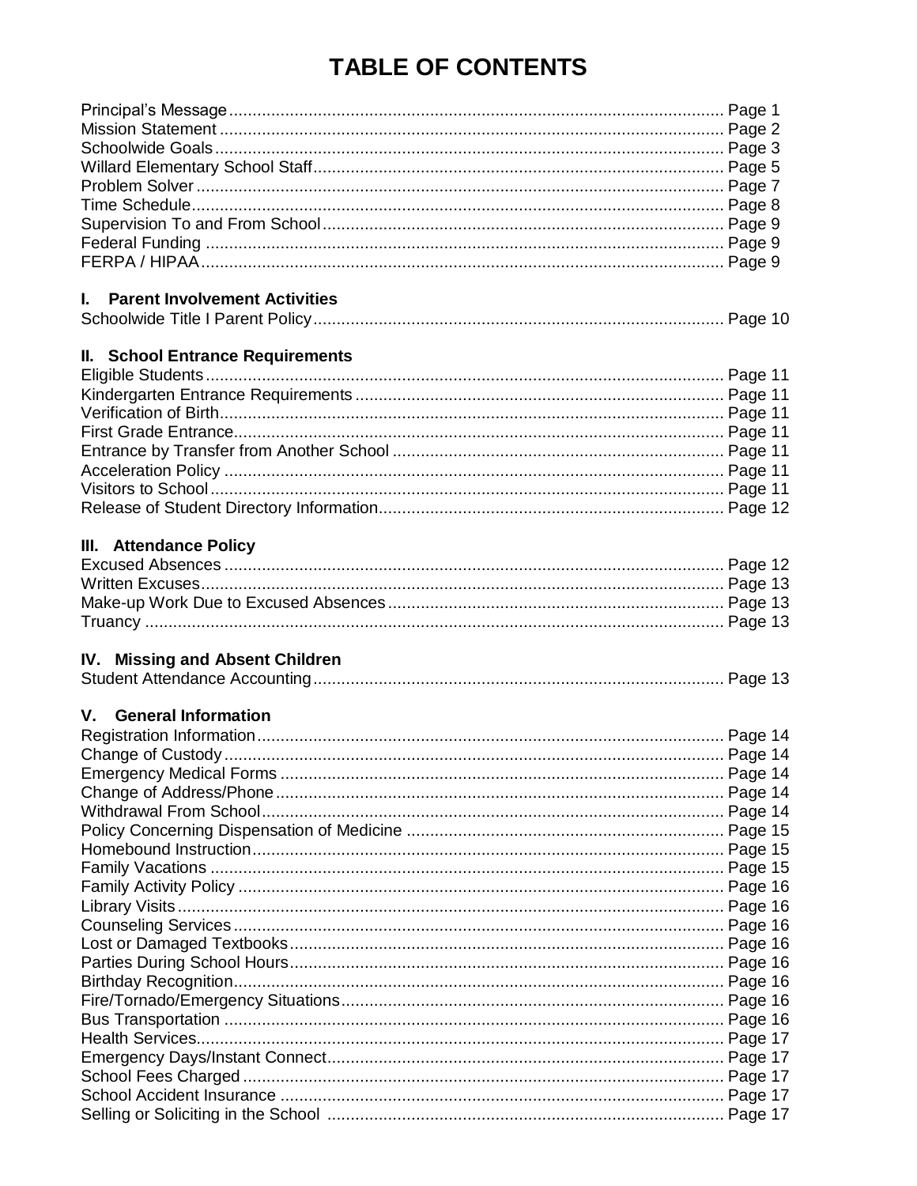# TABLE OF CONTENTS

Principal's Message ........................................................................................................ Page 1
Mission Statement ........................................................................................................... Page 2
Schoolwide Goals ............................................................................................................ Page 3
Willard Elementary School Staff ...................................................................................... Page 5
Problem Solver ................................................................................................................ Page 7
Time Schedule ................................................................................................................. Page 8
Supervision To and From School ..................................................................................... Page 9
Federal Funding .............................................................................................................. Page 9
FERPA / HIPAA ............................................................................................................... Page 9

**I. Parent Involvement Activities**

Schoolwide Title I Parent Policy ...................................................................................... Page 10

**II. School Entrance Requirements**

Eligible Students ............................................................................................................. Page 11
Kindergarten Entrance Requirements .............................................................................. Page 11
Verification of Birth .......................................................................................................... Page 11
First Grade Entrance ....................................................................................................... Page 11
Entrance by Transfer from Another School ...................................................................... Page 11
Acceleration Policy .......................................................................................................... Page 11
Visitors to School ............................................................................................................. Page 11
Release of Student Directory Information ........................................................................ Page 12

**III. Attendance Policy**

Excused Absences ........................................................................................................... Page 12
Written Excuses ............................................................................................................... Page 13
Make-up Work Due to Excused Absences ........................................................................ Page 13
Truancy ........................................................................................................................... Page 13

**IV. Missing and Absent Children**

Student Attendance Accounting ....................................................................................... Page 13

**V. General Information**

Registration Information ................................................................................................... Page 14
Change of Custody ........................................................................................................... Page 14
Emergency Medical Forms .............................................................................................. Page 14
Change of Address/Phone ............................................................................................... Page 14
Withdrawal From School .................................................................................................. Page 14
Policy Concerning Dispensation of Medicine ................................................................... Page 15
Homebound Instruction .................................................................................................... Page 15
Family Vacations ............................................................................................................. Page 15
Family Activity Policy ....................................................................................................... Page 16
Library Visits .................................................................................................................... Page 16
Counseling Services ........................................................................................................ Page 16
Lost or Damaged Textbooks ............................................................................................ Page 16
Parties During School Hours ............................................................................................ Page 16
Birthday Recognition ........................................................................................................ Page 16
Fire/Tornado/Emergency Situations ................................................................................. Page 16
Bus Transportation .......................................................................................................... Page 16
Health Services ................................................................................................................ Page 17
Emergency Days/Instant Connect .................................................................................... Page 17
School Fees Charged ...................................................................................................... Page 17
School Accident Insurance .............................................................................................. Page 17
Selling or Soliciting in the School .................................................................................... Page 17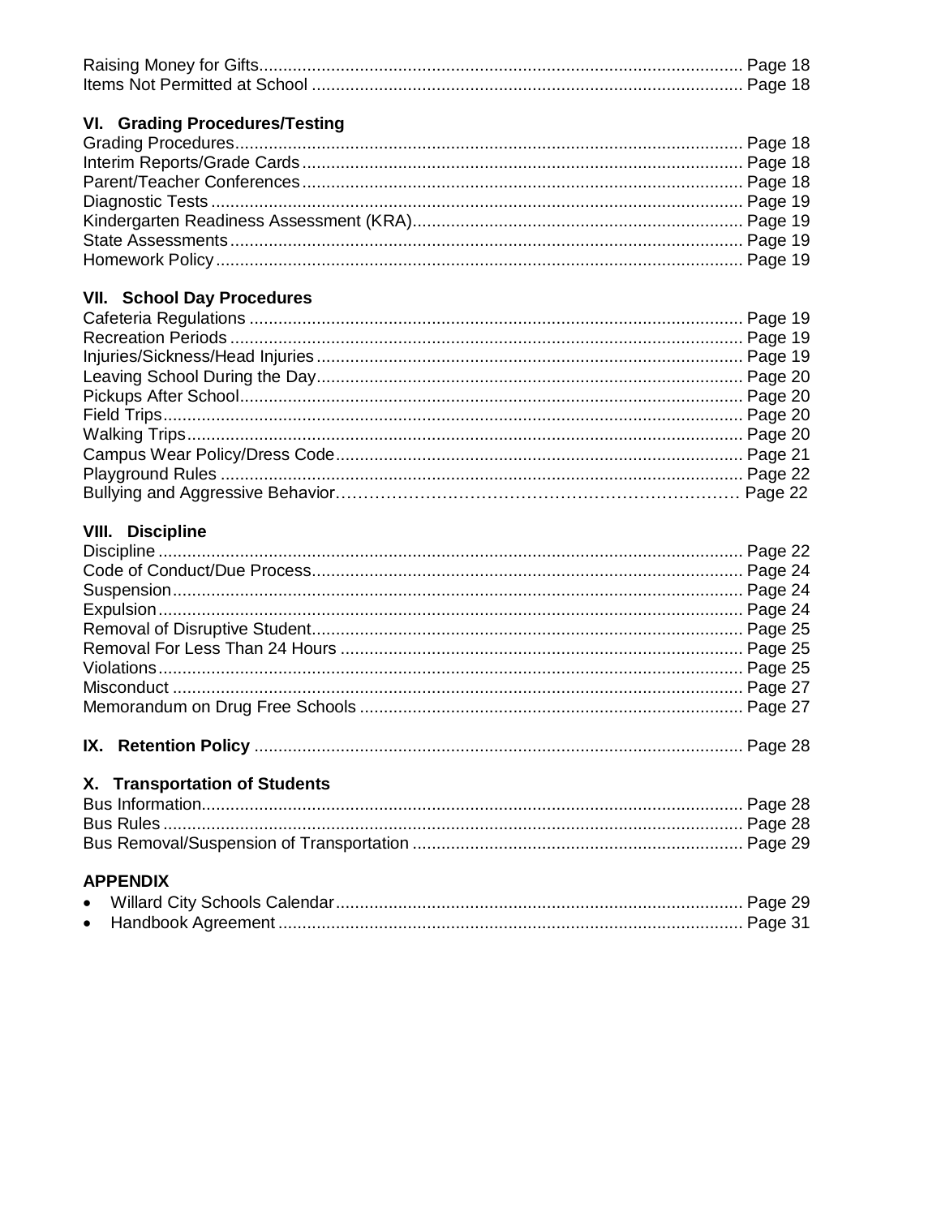Raising Money for Gifts.................................................................................................... Page 18
Items Not Permitted at School ......................................................................................... Page 18

### VI. Grading Procedures/Testing

Grading Procedures......................................................................................................... Page 18
Interim Reports/Grade Cards ........................................................................................... Page 18
Parent/Teacher Conferences ........................................................................................... Page 18
Diagnostic Tests ............................................................................................................. Page 19
Kindergarten Readiness Assessment (KRA).................................................................... Page 19
State Assessments ......................................................................................................... Page 19
Homework Policy ............................................................................................................ Page 19

### VII. School Day Procedures

Cafeteria Regulations ..................................................................................................... Page 19
Recreation Periods .......................................................................................................... Page 19
Injuries/Sickness/Head Injuries ........................................................................................ Page 19
Leaving School During the Day........................................................................................ Page 20
Pickups After School........................................................................................................ Page 20
Field Trips........................................................................................................................ Page 20
Walking Trips................................................................................................................... Page 20
Campus Wear Policy/Dress Code.................................................................................... Page 21
Playground Rules ............................................................................................................ Page 22
Bullying and Aggressive Behavior………………………………………………………………… Page 22

### VIII. Discipline

Discipline ........................................................................................................................ Page 22
Code of Conduct/Due Process......................................................................................... Page 24
Suspension...................................................................................................................... Page 24
Expulsion......................................................................................................................... Page 24
Removal of Disruptive Student......................................................................................... Page 25
Removal For Less Than 24 Hours ................................................................................... Page 25
Violations......................................................................................................................... Page 25
Misconduct ...................................................................................................................... Page 27
Memorandum on Drug Free Schools ............................................................................... Page 27

### IX. Retention Policy ..................................................................................................... Page 28

### X. Transportation of Students

Bus Information................................................................................................................ Page 28
Bus Rules ........................................................................................................................ Page 28
Bus Removal/Suspension of Transportation .................................................................... Page 29

### APPENDIX

- Willard City Schools Calendar..................................................................................... Page 29
- Handbook Agreement ................................................................................................. Page 31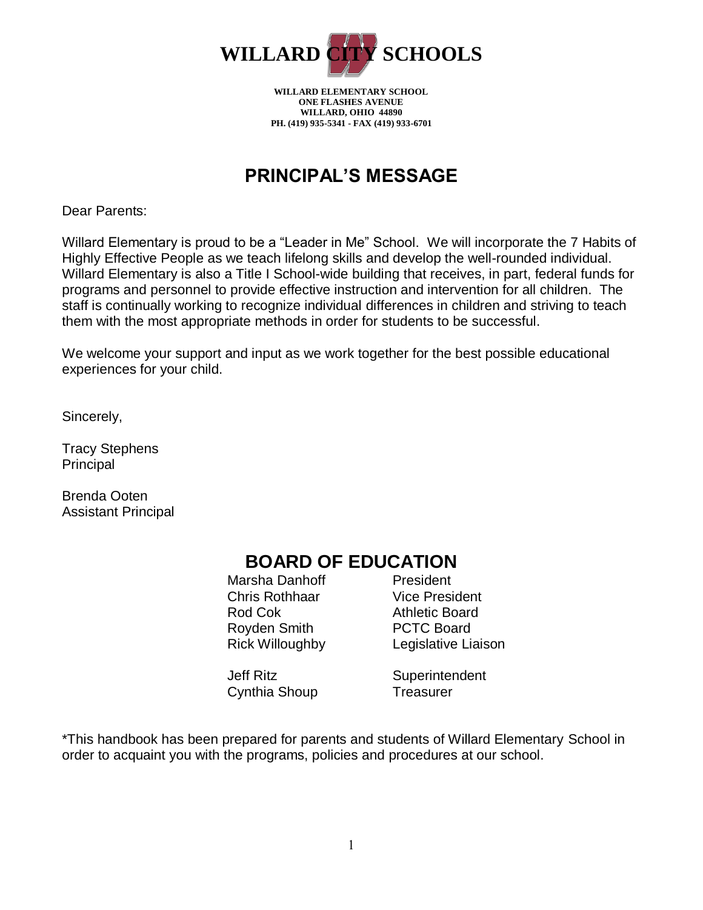# WILLARD CITY SCHOOLS

**WILLARD ELEMENTARY SCHOOL**
**ONE FLASHES AVENUE**
**WILLARD, OHIO 44890**
**PH. (419) 935-5341 - FAX (419) 933-6701**

## PRINCIPAL'S MESSAGE

Dear Parents:

Willard Elementary is proud to be a "Leader in Me" School. We will incorporate the 7 Habits of Highly Effective People as we teach lifelong skills and develop the well-rounded individual. Willard Elementary is also a Title I School-wide building that receives, in part, federal funds for programs and personnel to provide effective instruction and intervention for all children. The staff is continually working to recognize individual differences in children and striving to teach them with the most appropriate methods in order for students to be successful.

We welcome your support and input as we work together for the best possible educational experiences for your child.

Sincerely,

Tracy Stephens
Principal

Brenda Ooten
Assistant Principal

## BOARD OF EDUCATION

| | |
|---|---|
| Marsha Danhoff | President |
| Chris Rothhaar | Vice President |
| Rod Cok | Athletic Board |
| Royden Smith | PCTC Board |
| Rick Willoughby | Legislative Liaison |
| | |
| Jeff Ritz | Superintendent |
| Cynthia Shoup | Treasurer |

*This handbook has been prepared for parents and students of Willard Elementary School in order to acquaint you with the programs, policies and procedures at our school.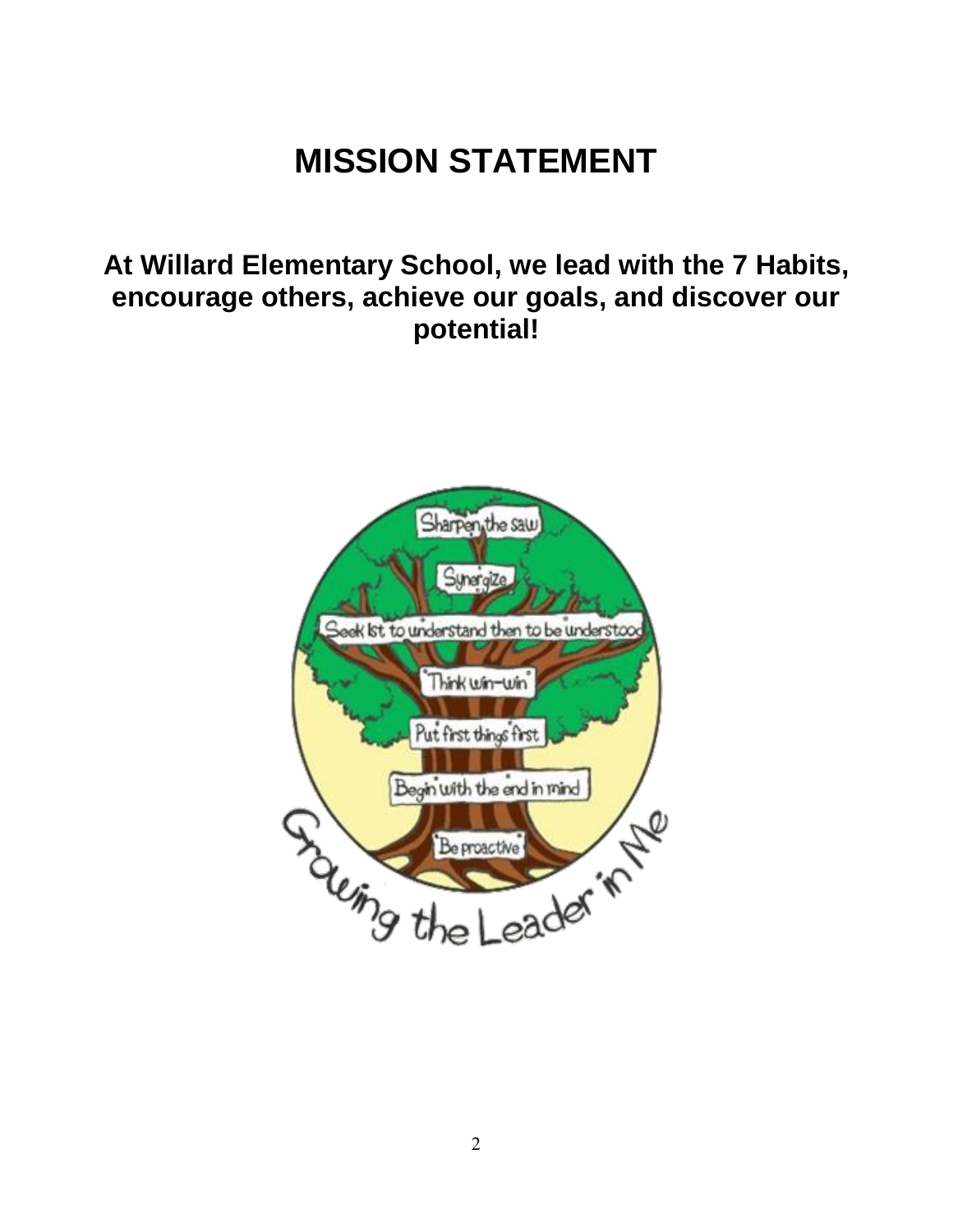# MISSION STATEMENT

## At Willard Elementary School, we lead with the 7 Habits, encourage others, achieve our goals, and discover our potential!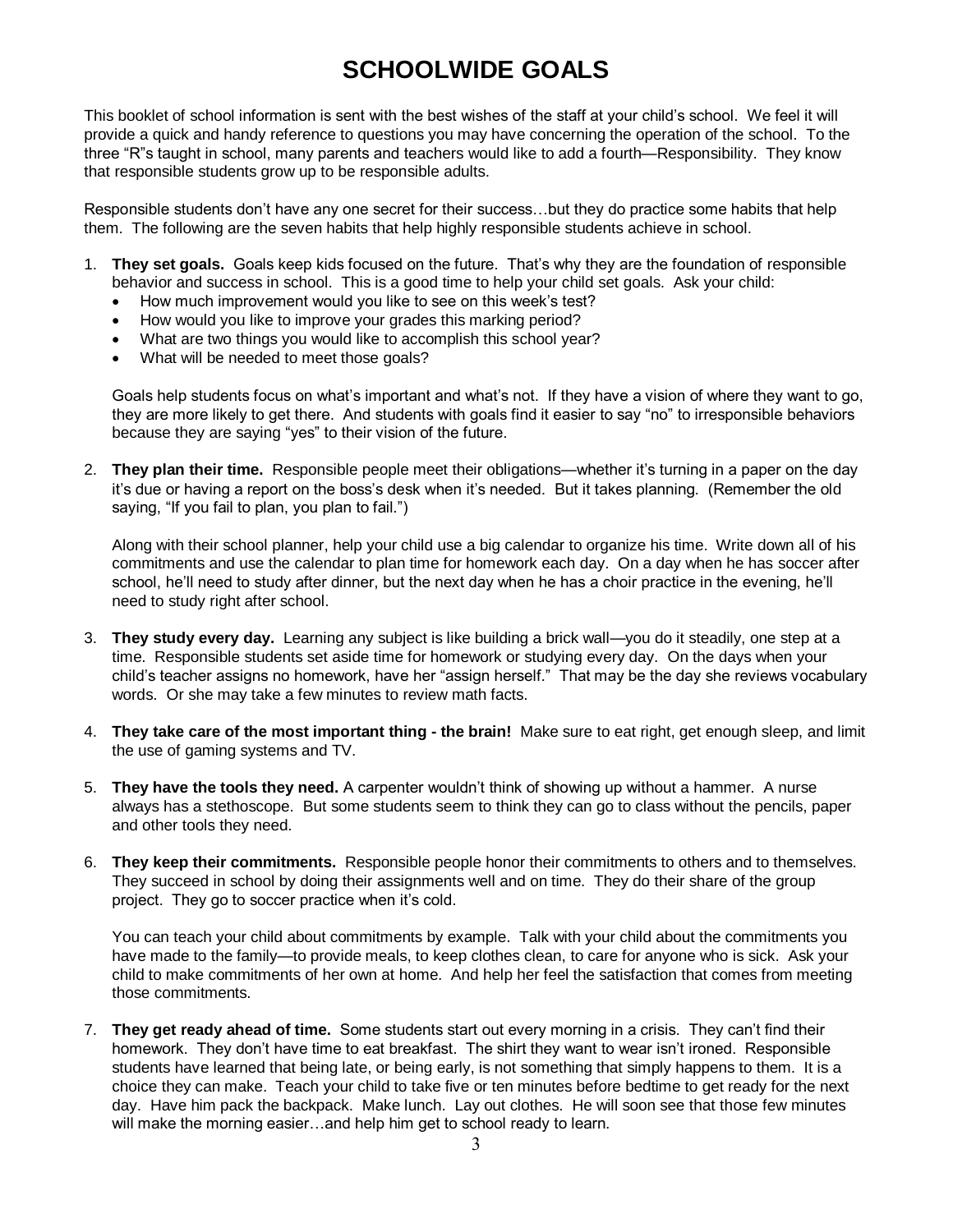# SCHOOLWIDE GOALS

This booklet of school information is sent with the best wishes of the staff at your child's school. We feel it will provide a quick and handy reference to questions you may have concerning the operation of the school. To the three "R"s taught in school, many parents and teachers would like to add a fourth—Responsibility. They know that responsible students grow up to be responsible adults.

Responsible students don't have any one secret for their success…but they do practice some habits that help them. The following are the seven habits that help highly responsible students achieve in school.

1. **They set goals.** Goals keep kids focused on the future. That's why they are the foundation of responsible behavior and success in school. This is a good time to help your child set goals. Ask your child:
   - How much improvement would you like to see on this week's test?
   - How would you like to improve your grades this marking period?
   - What are two things you would like to accomplish this school year?
   - What will be needed to meet those goals?

   Goals help students focus on what's important and what's not. If they have a vision of where they want to go, they are more likely to get there. And students with goals find it easier to say "no" to irresponsible behaviors because they are saying "yes" to their vision of the future.

2. **They plan their time.** Responsible people meet their obligations—whether it's turning in a paper on the day it's due or having a report on the boss's desk when it's needed. But it takes planning. (Remember the old saying, "If you fail to plan, you plan to fail.")

   Along with their school planner, help your child use a big calendar to organize his time. Write down all of his commitments and use the calendar to plan time for homework each day. On a day when he has soccer after school, he'll need to study after dinner, but the next day when he has a choir practice in the evening, he'll need to study right after school.

3. **They study every day.** Learning any subject is like building a brick wall—you do it steadily, one step at a time. Responsible students set aside time for homework or studying every day. On the days when your child's teacher assigns no homework, have her "assign herself." That may be the day she reviews vocabulary words. Or she may take a few minutes to review math facts.

4. **They take care of the most important thing - the brain!** Make sure to eat right, get enough sleep, and limit the use of gaming systems and TV.

5. **They have the tools they need.** A carpenter wouldn't think of showing up without a hammer. A nurse always has a stethoscope. But some students seem to think they can go to class without the pencils, paper and other tools they need.

6. **They keep their commitments.** Responsible people honor their commitments to others and to themselves. They succeed in school by doing their assignments well and on time. They do their share of the group project. They go to soccer practice when it's cold.

   You can teach your child about commitments by example. Talk with your child about the commitments you have made to the family—to provide meals, to keep clothes clean, to care for anyone who is sick. Ask your child to make commitments of her own at home. And help her feel the satisfaction that comes from meeting those commitments.

7. **They get ready ahead of time.** Some students start out every morning in a crisis. They can't find their homework. They don't have time to eat breakfast. The shirt they want to wear isn't ironed. Responsible students have learned that being late, or being early, is not something that simply happens to them. It is a choice they can make. Teach your child to take five or ten minutes before bedtime to get ready for the next day. Have him pack the backpack. Make lunch. Lay out clothes. He will soon see that those few minutes will make the morning easier…and help him get to school ready to learn.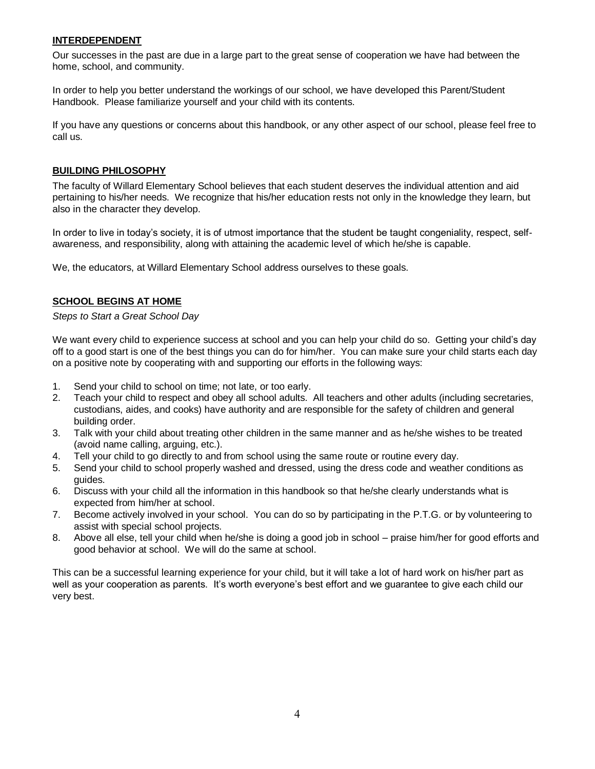## INTERDEPENDENT

Our successes in the past are due in a large part to the great sense of cooperation we have had between the home, school, and community.

In order to help you better understand the workings of our school, we have developed this Parent/Student Handbook. Please familiarize yourself and your child with its contents.

If you have any questions or concerns about this handbook, or any other aspect of our school, please feel free to call us.

## BUILDING PHILOSOPHY

The faculty of Willard Elementary School believes that each student deserves the individual attention and aid pertaining to his/her needs. We recognize that his/her education rests not only in the knowledge they learn, but also in the character they develop.

In order to live in today's society, it is of utmost importance that the student be taught congeniality, respect, self-awareness, and responsibility, along with attaining the academic level of which he/she is capable.

We, the educators, at Willard Elementary School address ourselves to these goals.

## SCHOOL BEGINS AT HOME

*Steps to Start a Great School Day*

We want every child to experience success at school and you can help your child do so. Getting your child's day off to a good start is one of the best things you can do for him/her. You can make sure your child starts each day on a positive note by cooperating with and supporting our efforts in the following ways:

1. Send your child to school on time; not late, or too early.
2. Teach your child to respect and obey all school adults. All teachers and other adults (including secretaries, custodians, aides, and cooks) have authority and are responsible for the safety of children and general building order.
3. Talk with your child about treating other children in the same manner and as he/she wishes to be treated (avoid name calling, arguing, etc.).
4. Tell your child to go directly to and from school using the same route or routine every day.
5. Send your child to school properly washed and dressed, using the dress code and weather conditions as guides.
6. Discuss with your child all the information in this handbook so that he/she clearly understands what is expected from him/her at school.
7. Become actively involved in your school. You can do so by participating in the P.T.G. or by volunteering to assist with special school projects.
8. Above all else, tell your child when he/she is doing a good job in school – praise him/her for good efforts and good behavior at school. We will do the same at school.

This can be a successful learning experience for your child, but it will take a lot of hard work on his/her part as well as your cooperation as parents. It's worth everyone's best effort and we guarantee to give each child our very best.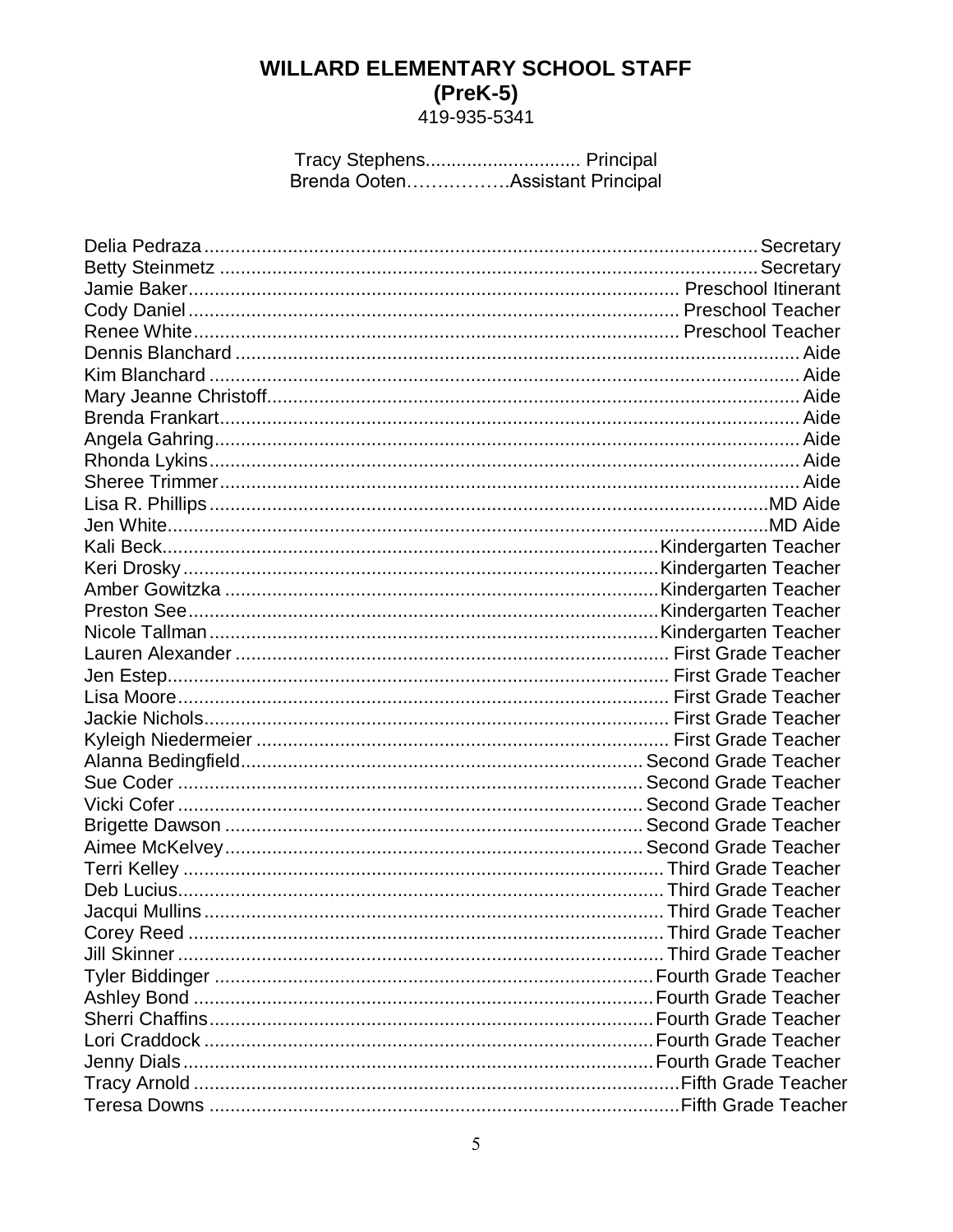# WILLARD ELEMENTARY SCHOOL STAFF
## (PreK-5)

419-935-5341

Tracy Stephens............................. Principal
Brenda Ooten……………..Assistant Principal

| Name | Position |
|---|---|
| Delia Pedraza | Secretary |
| Betty Steinmetz | Secretary |
| Jamie Baker | Preschool Itinerant |
| Cody Daniel | Preschool Teacher |
| Renee White | Preschool Teacher |
| Dennis Blanchard | Aide |
| Kim Blanchard | Aide |
| Mary Jeanne Christoff | Aide |
| Brenda Frankart | Aide |
| Angela Gahring | Aide |
| Rhonda Lykins | Aide |
| Sheree Trimmer | Aide |
| Lisa R. Phillips | MD Aide |
| Jen White | MD Aide |
| Kali Beck | Kindergarten Teacher |
| Keri Drosky | Kindergarten Teacher |
| Amber Gowitzka | Kindergarten Teacher |
| Preston See | Kindergarten Teacher |
| Nicole Tallman | Kindergarten Teacher |
| Lauren Alexander | First Grade Teacher |
| Jen Estep | First Grade Teacher |
| Lisa Moore | First Grade Teacher |
| Jackie Nichols | First Grade Teacher |
| Kyleigh Niedermeier | First Grade Teacher |
| Alanna Bedingfield | Second Grade Teacher |
| Sue Coder | Second Grade Teacher |
| Vicki Cofer | Second Grade Teacher |
| Brigette Dawson | Second Grade Teacher |
| Aimee McKelvey | Second Grade Teacher |
| Terri Kelley | Third Grade Teacher |
| Deb Lucius | Third Grade Teacher |
| Jacqui Mullins | Third Grade Teacher |
| Corey Reed | Third Grade Teacher |
| Jill Skinner | Third Grade Teacher |
| Tyler Biddinger | Fourth Grade Teacher |
| Ashley Bond | Fourth Grade Teacher |
| Sherri Chaffins | Fourth Grade Teacher |
| Lori Craddock | Fourth Grade Teacher |
| Jenny Dials | Fourth Grade Teacher |
| Tracy Arnold | Fifth Grade Teacher |
| Teresa Downs | Fifth Grade Teacher |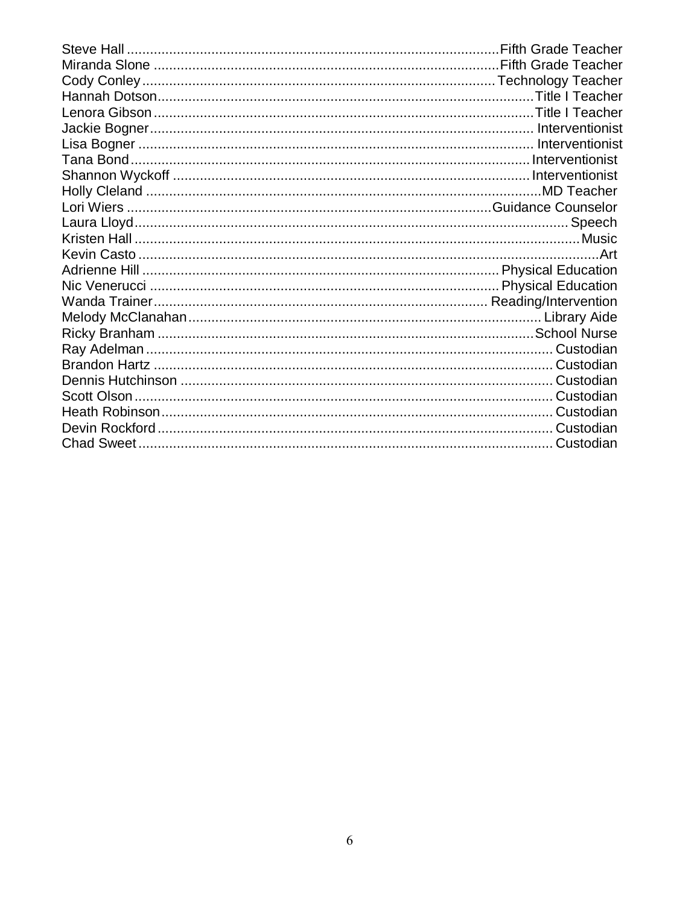Steve Hall ............................................................................................... Fifth Grade Teacher
Miranda Slone ........................................................................................ Fifth Grade Teacher
Cody Conley ........................................................................................... Technology Teacher
Hannah Dotson ................................................................................................. Title I Teacher
Lenora Gibson ................................................................................................. Title I Teacher
Jackie Bogner ................................................................................................... Interventionist
Lisa Bogner ...................................................................................................... Interventionist
Tana Bond ......................................................................................................... Interventionist
Shannon Wyckoff ............................................................................................. Interventionist
Holly Cleland ...................................................................................................... MD Teacher
Lori Wiers ...................................................................................................... Guidance Counselor
Laura Lloyd ................................................................................................................ Speech
Kristen Hall ................................................................................................................. Music
Kevin Casto ..................................................................................................................... Art
Adrienne Hill ......................................................................................... Physical Education
Nic Venerucci ........................................................................................ Physical Education
Wanda Trainer ................................................................................... Reading/Intervention
Melody McClanahan ........................................................................................... Library Aide
Ricky Branham ................................................................................................. School Nurse
Ray Adelman ........................................................................................................ Custodian
Brandon Hartz ....................................................................................................... Custodian
Dennis Hutchinson ................................................................................................ Custodian
Scott Olson ............................................................................................................ Custodian
Heath Robinson ..................................................................................................... Custodian
Devin Rockford ...................................................................................................... Custodian
Chad Sweet ........................................................................................................... Custodian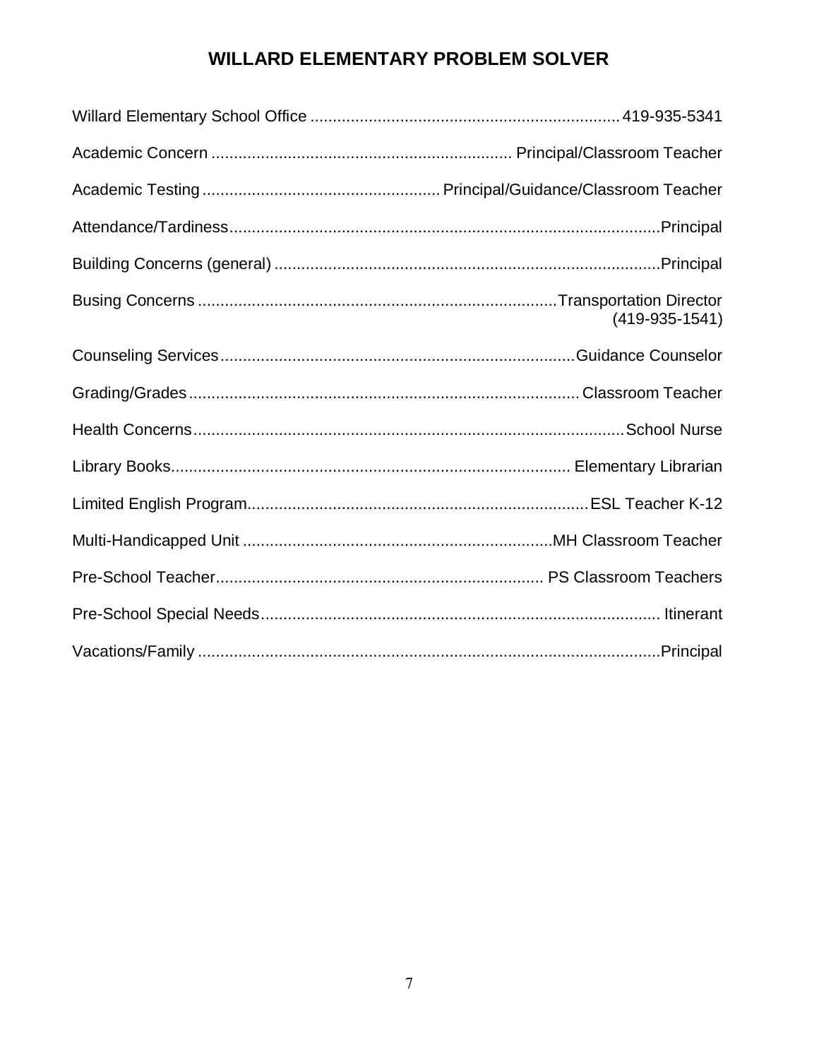# WILLARD ELEMENTARY PROBLEM SOLVER

Willard Elementary School Office .................................................................... 419-935-5341

Academic Concern .................................................................. Principal/Classroom Teacher

Academic Testing .................................................... Principal/Guidance/Classroom Teacher

Attendance/Tardiness...............................................................................................Principal

Building Concerns (general) .....................................................................................Principal

Busing Concerns ...............................................................................Transportation Director (419-935-1541)

Counseling Services.............................................................................Guidance Counselor

Grading/Grades ...................................................................................... Classroom Teacher

Health Concerns ................................................................................................School Nurse

Library Books........................................................................................ Elementary Librarian

Limited English Program...........................................................................ESL Teacher K-12

Multi-Handicapped Unit ....................................................................MH Classroom Teacher

Pre-School Teacher........................................................................ PS Classroom Teachers

Pre-School Special Needs........................................................................................ Itinerant

Vacations/Family ......................................................................................................Principal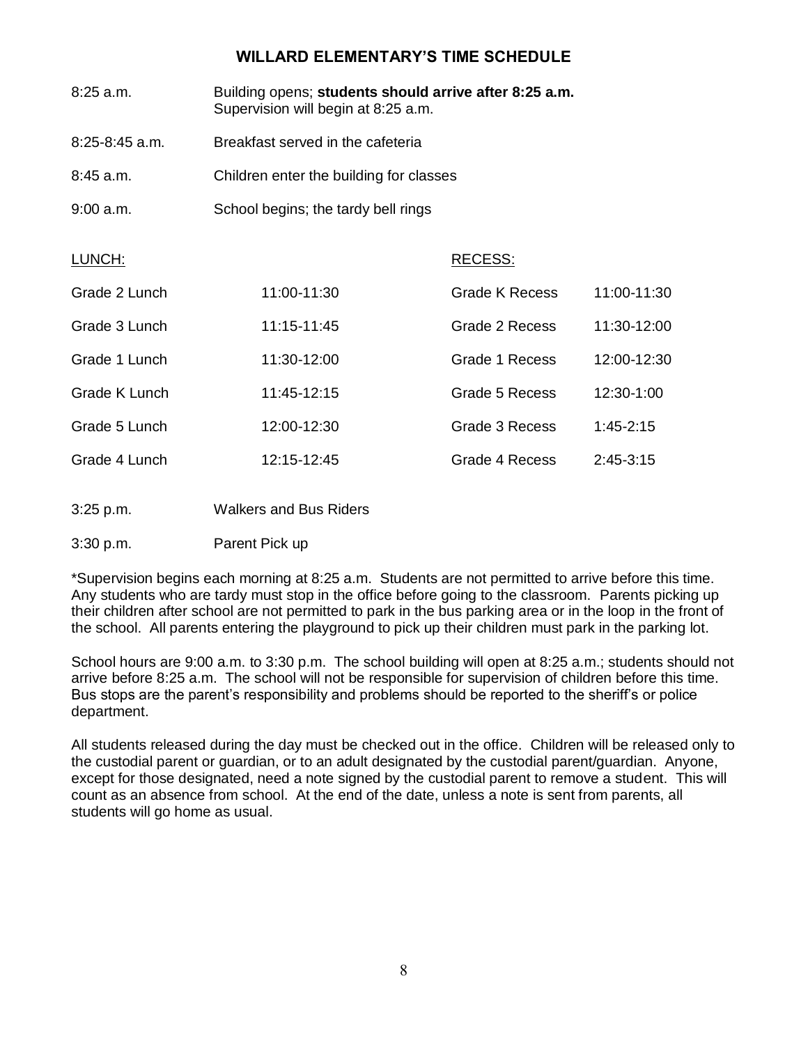## WILLARD ELEMENTARY'S TIME SCHEDULE

| | |
|---|---|
| 8:25 a.m. | Building opens; **students should arrive after 8:25 a.m.** Supervision will begin at 8:25 a.m. |
| 8:25-8:45 a.m. | Breakfast served in the cafeteria |
| 8:45 a.m. | Children enter the building for classes |
| 9:00 a.m. | School begins; the tardy bell rings |

| LUNCH: | | RECESS: | |
|---|---|---|---|
| Grade 2 Lunch | 11:00-11:30 | Grade K Recess | 11:00-11:30 |
| Grade 3 Lunch | 11:15-11:45 | Grade 2 Recess | 11:30-12:00 |
| Grade 1 Lunch | 11:30-12:00 | Grade 1 Recess | 12:00-12:30 |
| Grade K Lunch | 11:45-12:15 | Grade 5 Recess | 12:30-1:00 |
| Grade 5 Lunch | 12:00-12:30 | Grade 3 Recess | 1:45-2:15 |
| Grade 4 Lunch | 12:15-12:45 | Grade 4 Recess | 2:45-3:15 |

| | |
|---|---|
| 3:25 p.m. | Walkers and Bus Riders |
| 3:30 p.m. | Parent Pick up |

*Supervision begins each morning at 8:25 a.m. Students are not permitted to arrive before this time. Any students who are tardy must stop in the office before going to the classroom. Parents picking up their children after school are not permitted to park in the bus parking area or in the loop in the front of the school. All parents entering the playground to pick up their children must park in the parking lot.

School hours are 9:00 a.m. to 3:30 p.m. The school building will open at 8:25 a.m.; students should not arrive before 8:25 a.m. The school will not be responsible for supervision of children before this time. Bus stops are the parent's responsibility and problems should be reported to the sheriff's or police department.

All students released during the day must be checked out in the office. Children will be released only to the custodial parent or guardian, or to an adult designated by the custodial parent/guardian. Anyone, except for those designated, need a note signed by the custodial parent to remove a student. This will count as an absence from school. At the end of the date, unless a note is sent from parents, all students will go home as usual.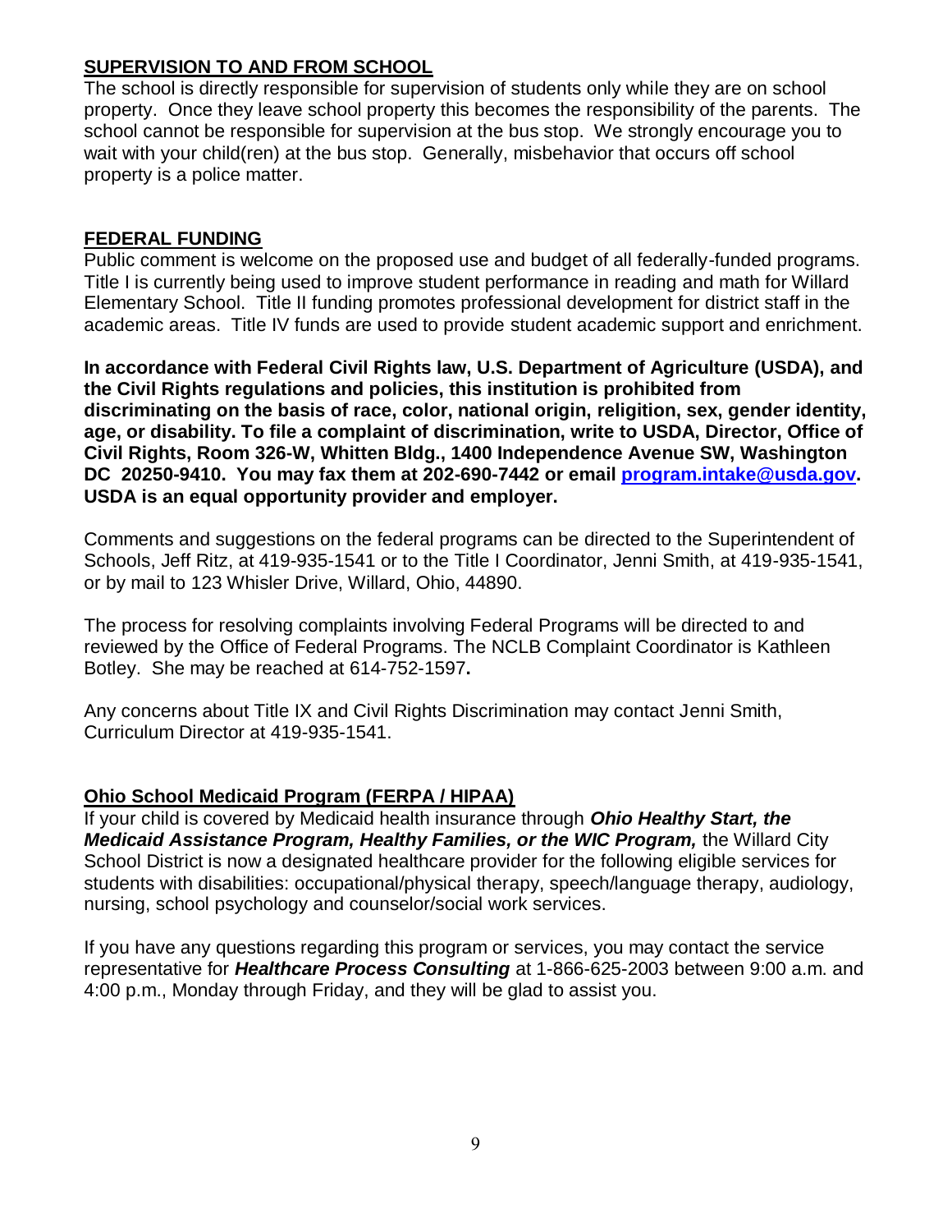## SUPERVISION TO AND FROM SCHOOL

The school is directly responsible for supervision of students only while they are on school property. Once they leave school property this becomes the responsibility of the parents. The school cannot be responsible for supervision at the bus stop. We strongly encourage you to wait with your child(ren) at the bus stop. Generally, misbehavior that occurs off school property is a police matter.

## FEDERAL FUNDING

Public comment is welcome on the proposed use and budget of all federally-funded programs. Title I is currently being used to improve student performance in reading and math for Willard Elementary School. Title II funding promotes professional development for district staff in the academic areas. Title IV funds are used to provide student academic support and enrichment.

**In accordance with Federal Civil Rights law, U.S. Department of Agriculture (USDA), and the Civil Rights regulations and policies, this institution is prohibited from discriminating on the basis of race, color, national origin, religition, sex, gender identity, age, or disability. To file a complaint of discrimination, write to USDA, Director, Office of Civil Rights, Room 326-W, Whitten Bldg., 1400 Independence Avenue SW, Washington DC 20250-9410. You may fax them at 202-690-7442 or email [program.intake@usda.gov](mailto:program.intake@usda.gov). USDA is an equal opportunity provider and employer.**

Comments and suggestions on the federal programs can be directed to the Superintendent of Schools, Jeff Ritz, at 419-935-1541 or to the Title I Coordinator, Jenni Smith, at 419-935-1541, or by mail to 123 Whisler Drive, Willard, Ohio, 44890.

The process for resolving complaints involving Federal Programs will be directed to and reviewed by the Office of Federal Programs. The NCLB Complaint Coordinator is Kathleen Botley. She may be reached at 614-752-1597**.**

Any concerns about Title IX and Civil Rights Discrimination may contact Jenni Smith, Curriculum Director at 419-935-1541.

## Ohio School Medicaid Program (FERPA / HIPAA)

If your child is covered by Medicaid health insurance through ***Ohio Healthy Start, the Medicaid Assistance Program, Healthy Families, or the WIC Program,*** the Willard City School District is now a designated healthcare provider for the following eligible services for students with disabilities: occupational/physical therapy, speech/language therapy, audiology, nursing, school psychology and counselor/social work services.

If you have any questions regarding this program or services, you may contact the service representative for ***Healthcare Process Consulting*** at 1-866-625-2003 between 9:00 a.m. and 4:00 p.m., Monday through Friday, and they will be glad to assist you.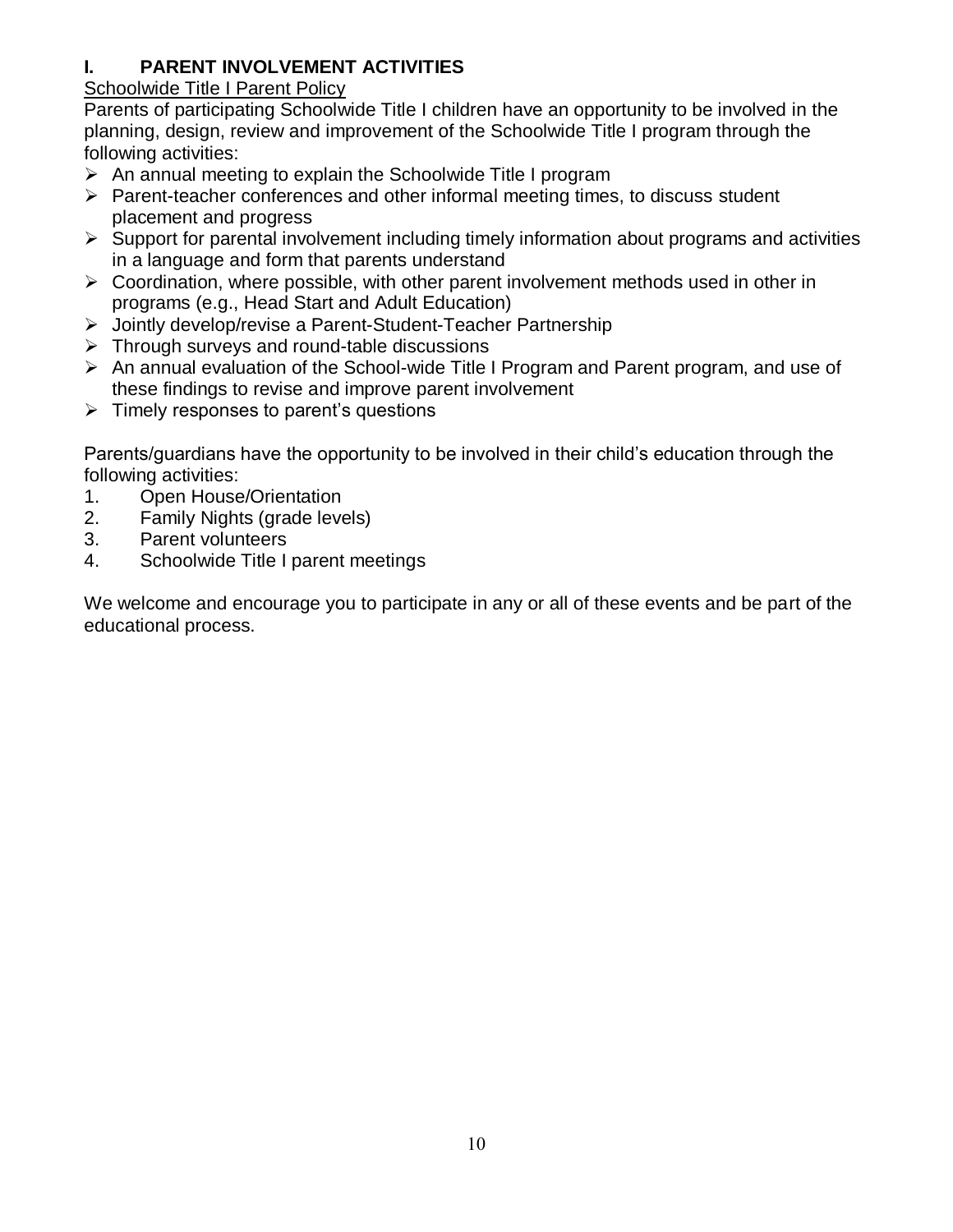# I. PARENT INVOLVEMENT ACTIVITIES

Schoolwide Title I Parent Policy

Parents of participating Schoolwide Title I children have an opportunity to be involved in the planning, design, review and improvement of the Schoolwide Title I program through the following activities:

- An annual meeting to explain the Schoolwide Title I program
- Parent-teacher conferences and other informal meeting times, to discuss student placement and progress
- Support for parental involvement including timely information about programs and activities in a language and form that parents understand
- Coordination, where possible, with other parent involvement methods used in other in programs (e.g., Head Start and Adult Education)
- Jointly develop/revise a Parent-Student-Teacher Partnership
- Through surveys and round-table discussions
- An annual evaluation of the School-wide Title I Program and Parent program, and use of these findings to revise and improve parent involvement
- Timely responses to parent's questions

Parents/guardians have the opportunity to be involved in their child's education through the following activities:

1. Open House/Orientation
2. Family Nights (grade levels)
3. Parent volunteers
4. Schoolwide Title I parent meetings

We welcome and encourage you to participate in any or all of these events and be part of the educational process.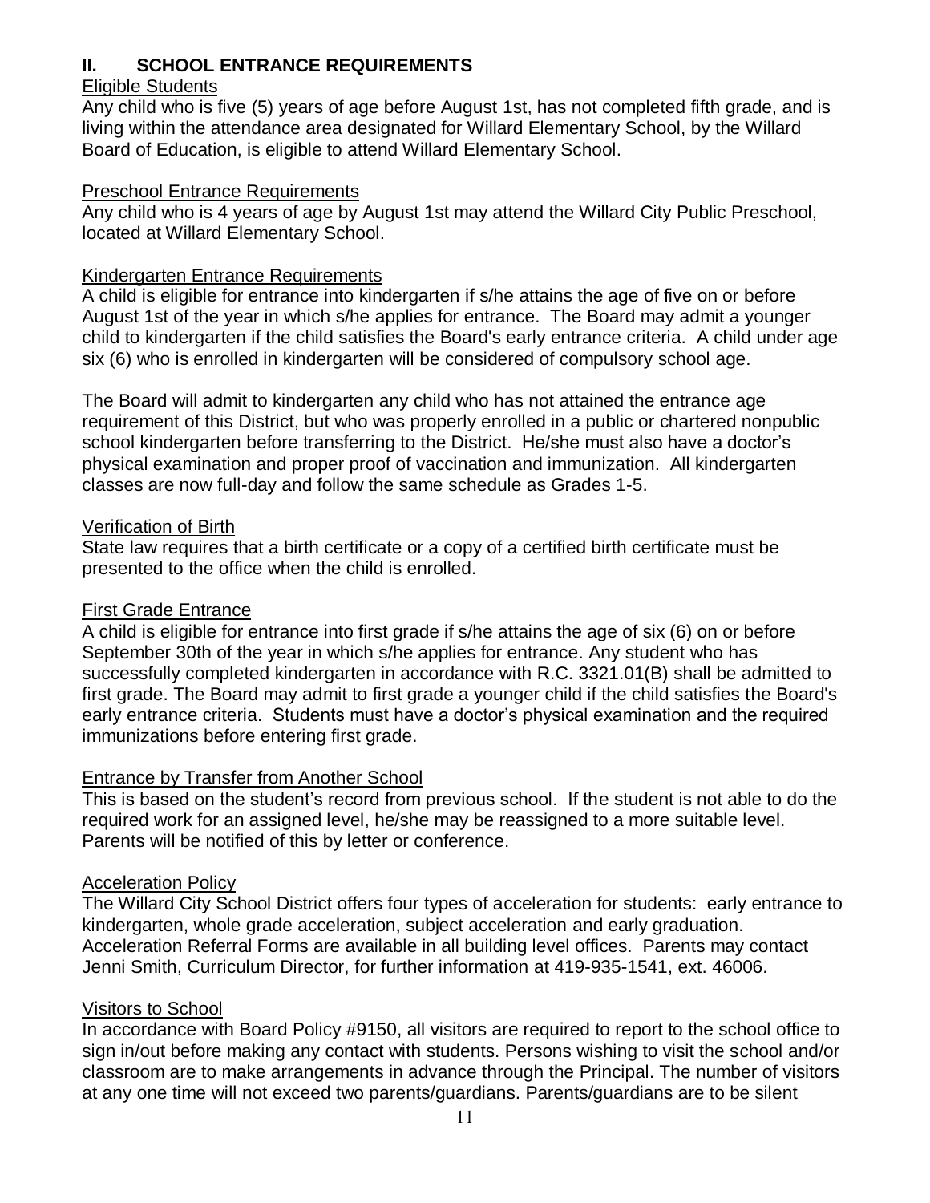## II. SCHOOL ENTRANCE REQUIREMENTS

<u>Eligible Students</u>

Any child who is five (5) years of age before August 1st, has not completed fifth grade, and is living within the attendance area designated for Willard Elementary School, by the Willard Board of Education, is eligible to attend Willard Elementary School.

<u>Preschool Entrance Requirements</u>

Any child who is 4 years of age by August 1st may attend the Willard City Public Preschool, located at Willard Elementary School.

<u>Kindergarten Entrance Requirements</u>

A child is eligible for entrance into kindergarten if s/he attains the age of five on or before August 1st of the year in which s/he applies for entrance. The Board may admit a younger child to kindergarten if the child satisfies the Board's early entrance criteria. A child under age six (6) who is enrolled in kindergarten will be considered of compulsory school age.

The Board will admit to kindergarten any child who has not attained the entrance age requirement of this District, but who was properly enrolled in a public or chartered nonpublic school kindergarten before transferring to the District. He/she must also have a doctor's physical examination and proper proof of vaccination and immunization. All kindergarten classes are now full-day and follow the same schedule as Grades 1-5.

<u>Verification of Birth</u>

State law requires that a birth certificate or a copy of a certified birth certificate must be presented to the office when the child is enrolled.

<u>First Grade Entrance</u>

A child is eligible for entrance into first grade if s/he attains the age of six (6) on or before September 30th of the year in which s/he applies for entrance. Any student who has successfully completed kindergarten in accordance with R.C. 3321.01(B) shall be admitted to first grade. The Board may admit to first grade a younger child if the child satisfies the Board's early entrance criteria. Students must have a doctor's physical examination and the required immunizations before entering first grade.

<u>Entrance by Transfer from Another School</u>

This is based on the student's record from previous school. If the student is not able to do the required work for an assigned level, he/she may be reassigned to a more suitable level. Parents will be notified of this by letter or conference.

<u>Acceleration Policy</u>

The Willard City School District offers four types of acceleration for students: early entrance to kindergarten, whole grade acceleration, subject acceleration and early graduation. Acceleration Referral Forms are available in all building level offices. Parents may contact Jenni Smith, Curriculum Director, for further information at 419-935-1541, ext. 46006.

<u>Visitors to School</u>

In accordance with Board Policy #9150, all visitors are required to report to the school office to sign in/out before making any contact with students. Persons wishing to visit the school and/or classroom are to make arrangements in advance through the Principal. The number of visitors at any one time will not exceed two parents/guardians. Parents/guardians are to be silent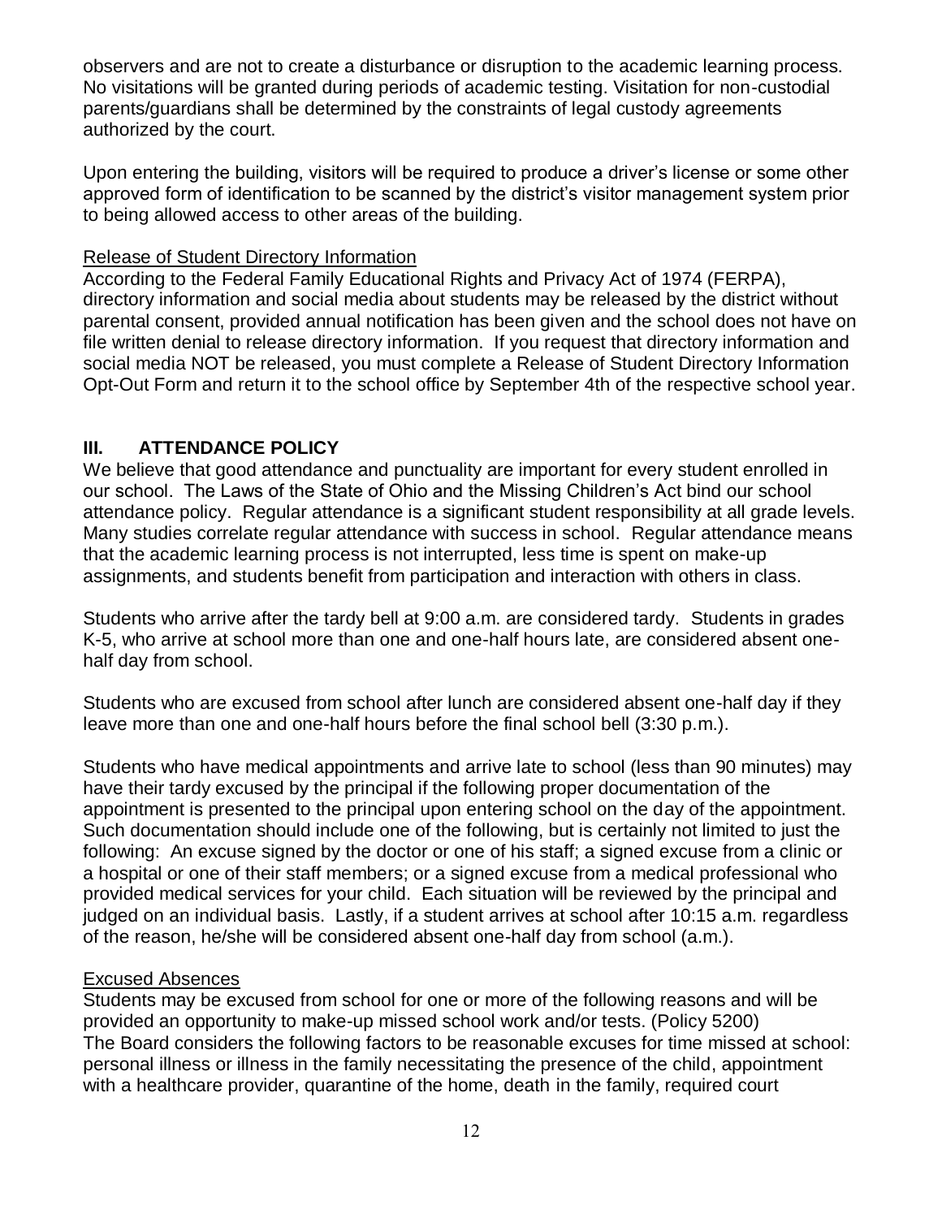observers and are not to create a disturbance or disruption to the academic learning process. No visitations will be granted during periods of academic testing. Visitation for non-custodial parents/guardians shall be determined by the constraints of legal custody agreements authorized by the court.

Upon entering the building, visitors will be required to produce a driver's license or some other approved form of identification to be scanned by the district's visitor management system prior to being allowed access to other areas of the building.

<u>Release of Student Directory Information</u>

According to the Federal Family Educational Rights and Privacy Act of 1974 (FERPA), directory information and social media about students may be released by the district without parental consent, provided annual notification has been given and the school does not have on file written denial to release directory information. If you request that directory information and social media NOT be released, you must complete a Release of Student Directory Information Opt-Out Form and return it to the school office by September 4th of the respective school year.

## III. ATTENDANCE POLICY

We believe that good attendance and punctuality are important for every student enrolled in our school. The Laws of the State of Ohio and the Missing Children's Act bind our school attendance policy. Regular attendance is a significant student responsibility at all grade levels. Many studies correlate regular attendance with success in school. Regular attendance means that the academic learning process is not interrupted, less time is spent on make-up assignments, and students benefit from participation and interaction with others in class.

Students who arrive after the tardy bell at 9:00 a.m. are considered tardy. Students in grades K-5, who arrive at school more than one and one-half hours late, are considered absent one-half day from school.

Students who are excused from school after lunch are considered absent one-half day if they leave more than one and one-half hours before the final school bell (3:30 p.m.).

Students who have medical appointments and arrive late to school (less than 90 minutes) may have their tardy excused by the principal if the following proper documentation of the appointment is presented to the principal upon entering school on the day of the appointment. Such documentation should include one of the following, but is certainly not limited to just the following: An excuse signed by the doctor or one of his staff; a signed excuse from a clinic or a hospital or one of their staff members; or a signed excuse from a medical professional who provided medical services for your child. Each situation will be reviewed by the principal and judged on an individual basis. Lastly, if a student arrives at school after 10:15 a.m. regardless of the reason, he/she will be considered absent one-half day from school (a.m.).

<u>Excused Absences</u>

Students may be excused from school for one or more of the following reasons and will be provided an opportunity to make-up missed school work and/or tests. (Policy 5200)
The Board considers the following factors to be reasonable excuses for time missed at school: personal illness or illness in the family necessitating the presence of the child, appointment with a healthcare provider, quarantine of the home, death in the family, required court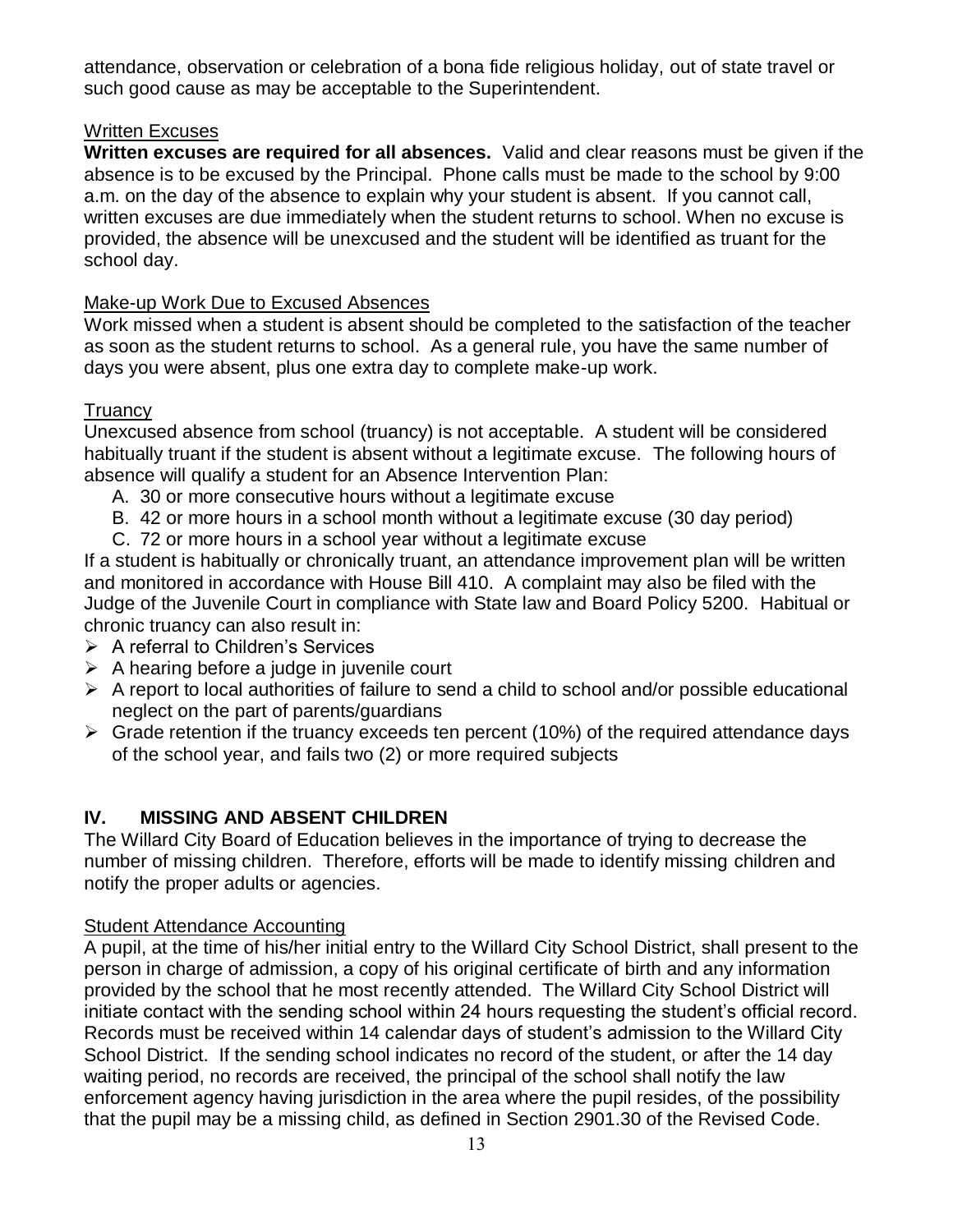attendance, observation or celebration of a bona fide religious holiday, out of state travel or such good cause as may be acceptable to the Superintendent.

Written Excuses

**Written excuses are required for all absences.** Valid and clear reasons must be given if the absence is to be excused by the Principal. Phone calls must be made to the school by 9:00 a.m. on the day of the absence to explain why your student is absent. If you cannot call, written excuses are due immediately when the student returns to school. When no excuse is provided, the absence will be unexcused and the student will be identified as truant for the school day.

Make-up Work Due to Excused Absences

Work missed when a student is absent should be completed to the satisfaction of the teacher as soon as the student returns to school. As a general rule, you have the same number of days you were absent, plus one extra day to complete make-up work.

Truancy

Unexcused absence from school (truancy) is not acceptable. A student will be considered habitually truant if the student is absent without a legitimate excuse. The following hours of absence will qualify a student for an Absence Intervention Plan:

A. 30 or more consecutive hours without a legitimate excuse
B. 42 or more hours in a school month without a legitimate excuse (30 day period)
C. 72 or more hours in a school year without a legitimate excuse

If a student is habitually or chronically truant, an attendance improvement plan will be written and monitored in accordance with House Bill 410. A complaint may also be filed with the Judge of the Juvenile Court in compliance with State law and Board Policy 5200. Habitual or chronic truancy can also result in:

- A referral to Children's Services
- A hearing before a judge in juvenile court
- A report to local authorities of failure to send a child to school and/or possible educational neglect on the part of parents/guardians
- Grade retention if the truancy exceeds ten percent (10%) of the required attendance days of the school year, and fails two (2) or more required subjects

## IV. MISSING AND ABSENT CHILDREN

The Willard City Board of Education believes in the importance of trying to decrease the number of missing children. Therefore, efforts will be made to identify missing children and notify the proper adults or agencies.

Student Attendance Accounting

A pupil, at the time of his/her initial entry to the Willard City School District, shall present to the person in charge of admission, a copy of his original certificate of birth and any information provided by the school that he most recently attended. The Willard City School District will initiate contact with the sending school within 24 hours requesting the student's official record. Records must be received within 14 calendar days of student's admission to the Willard City School District. If the sending school indicates no record of the student, or after the 14 day waiting period, no records are received, the principal of the school shall notify the law enforcement agency having jurisdiction in the area where the pupil resides, of the possibility that the pupil may be a missing child, as defined in Section 2901.30 of the Revised Code.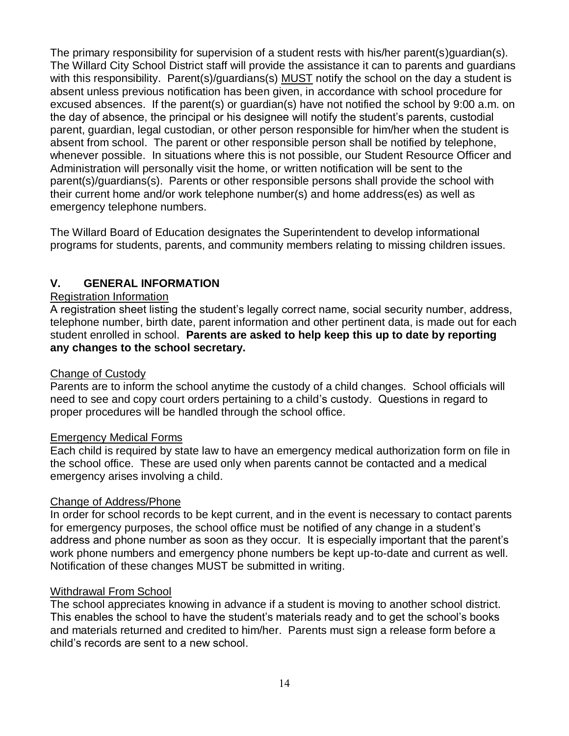The primary responsibility for supervision of a student rests with his/her parent(s)guardian(s). The Willard City School District staff will provide the assistance it can to parents and guardians with this responsibility. Parent(s)/guardians(s) MUST notify the school on the day a student is absent unless previous notification has been given, in accordance with school procedure for excused absences. If the parent(s) or guardian(s) have not notified the school by 9:00 a.m. on the day of absence, the principal or his designee will notify the student's parents, custodial parent, guardian, legal custodian, or other person responsible for him/her when the student is absent from school. The parent or other responsible person shall be notified by telephone, whenever possible. In situations where this is not possible, our Student Resource Officer and Administration will personally visit the home, or written notification will be sent to the parent(s)/guardians(s). Parents or other responsible persons shall provide the school with their current home and/or work telephone number(s) and home address(es) as well as emergency telephone numbers.

The Willard Board of Education designates the Superintendent to develop informational programs for students, parents, and community members relating to missing children issues.

## V. GENERAL INFORMATION

### Registration Information

A registration sheet listing the student's legally correct name, social security number, address, telephone number, birth date, parent information and other pertinent data, is made out for each student enrolled in school. **Parents are asked to help keep this up to date by reporting any changes to the school secretary.**

### Change of Custody

Parents are to inform the school anytime the custody of a child changes. School officials will need to see and copy court orders pertaining to a child's custody. Questions in regard to proper procedures will be handled through the school office.

### Emergency Medical Forms

Each child is required by state law to have an emergency medical authorization form on file in the school office. These are used only when parents cannot be contacted and a medical emergency arises involving a child.

### Change of Address/Phone

In order for school records to be kept current, and in the event is necessary to contact parents for emergency purposes, the school office must be notified of any change in a student's address and phone number as soon as they occur. It is especially important that the parent's work phone numbers and emergency phone numbers be kept up-to-date and current as well. Notification of these changes MUST be submitted in writing.

### Withdrawal From School

The school appreciates knowing in advance if a student is moving to another school district. This enables the school to have the student's materials ready and to get the school's books and materials returned and credited to him/her. Parents must sign a release form before a child's records are sent to a new school.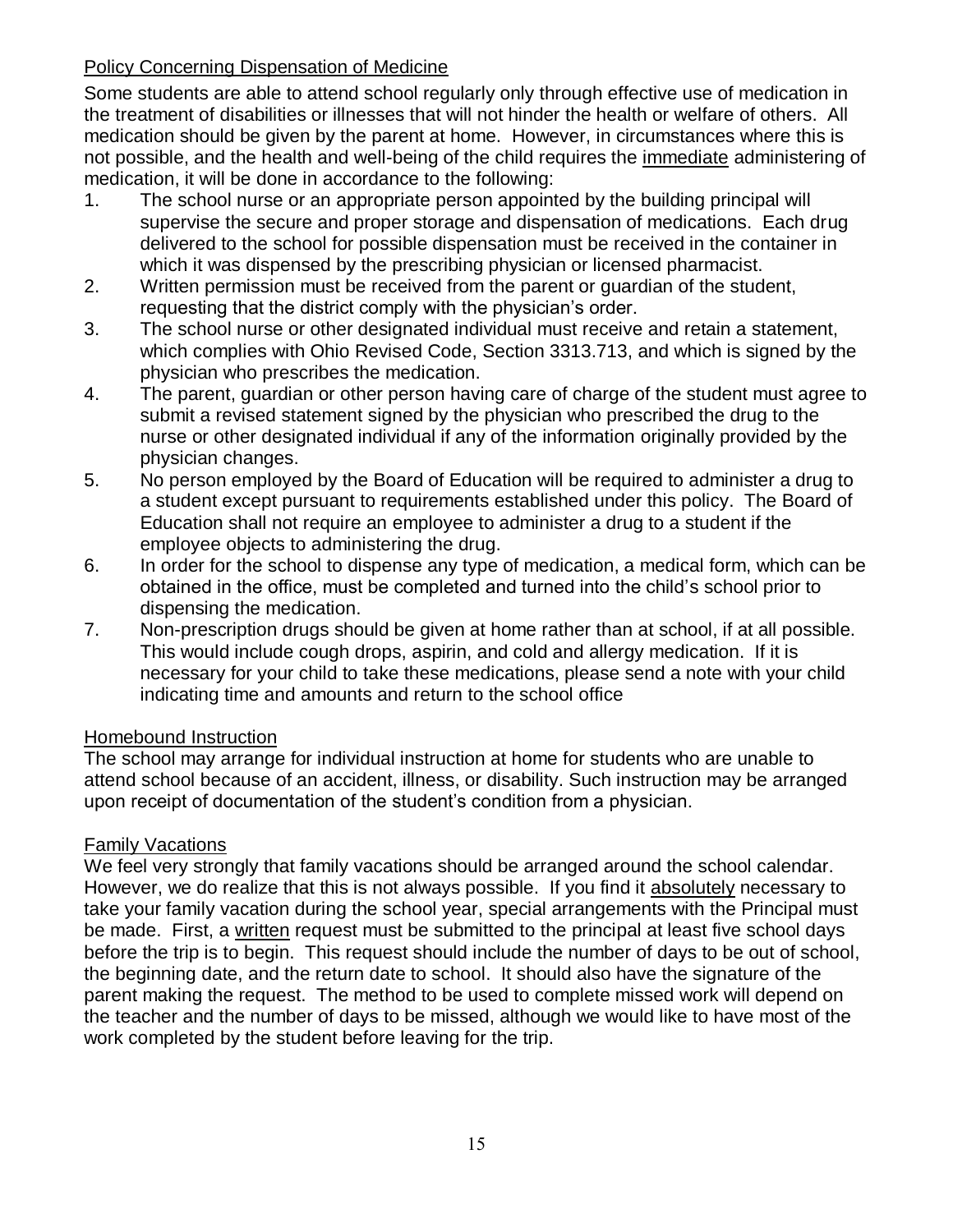## Policy Concerning Dispensation of Medicine

Some students are able to attend school regularly only through effective use of medication in the treatment of disabilities or illnesses that will not hinder the health or welfare of others. All medication should be given by the parent at home. However, in circumstances where this is not possible, and the health and well-being of the child requires the immediate administering of medication, it will be done in accordance to the following:

1. The school nurse or an appropriate person appointed by the building principal will supervise the secure and proper storage and dispensation of medications. Each drug delivered to the school for possible dispensation must be received in the container in which it was dispensed by the prescribing physician or licensed pharmacist.
2. Written permission must be received from the parent or guardian of the student, requesting that the district comply with the physician's order.
3. The school nurse or other designated individual must receive and retain a statement, which complies with Ohio Revised Code, Section 3313.713, and which is signed by the physician who prescribes the medication.
4. The parent, guardian or other person having care of charge of the student must agree to submit a revised statement signed by the physician who prescribed the drug to the nurse or other designated individual if any of the information originally provided by the physician changes.
5. No person employed by the Board of Education will be required to administer a drug to a student except pursuant to requirements established under this policy. The Board of Education shall not require an employee to administer a drug to a student if the employee objects to administering the drug.
6. In order for the school to dispense any type of medication, a medical form, which can be obtained in the office, must be completed and turned into the child's school prior to dispensing the medication.
7. Non-prescription drugs should be given at home rather than at school, if at all possible. This would include cough drops, aspirin, and cold and allergy medication. If it is necessary for your child to take these medications, please send a note with your child indicating time and amounts and return to the school office

## Homebound Instruction

The school may arrange for individual instruction at home for students who are unable to attend school because of an accident, illness, or disability. Such instruction may be arranged upon receipt of documentation of the student's condition from a physician.

## Family Vacations

We feel very strongly that family vacations should be arranged around the school calendar. However, we do realize that this is not always possible. If you find it absolutely necessary to take your family vacation during the school year, special arrangements with the Principal must be made. First, a written request must be submitted to the principal at least five school days before the trip is to begin. This request should include the number of days to be out of school, the beginning date, and the return date to school. It should also have the signature of the parent making the request. The method to be used to complete missed work will depend on the teacher and the number of days to be missed, although we would like to have most of the work completed by the student before leaving for the trip.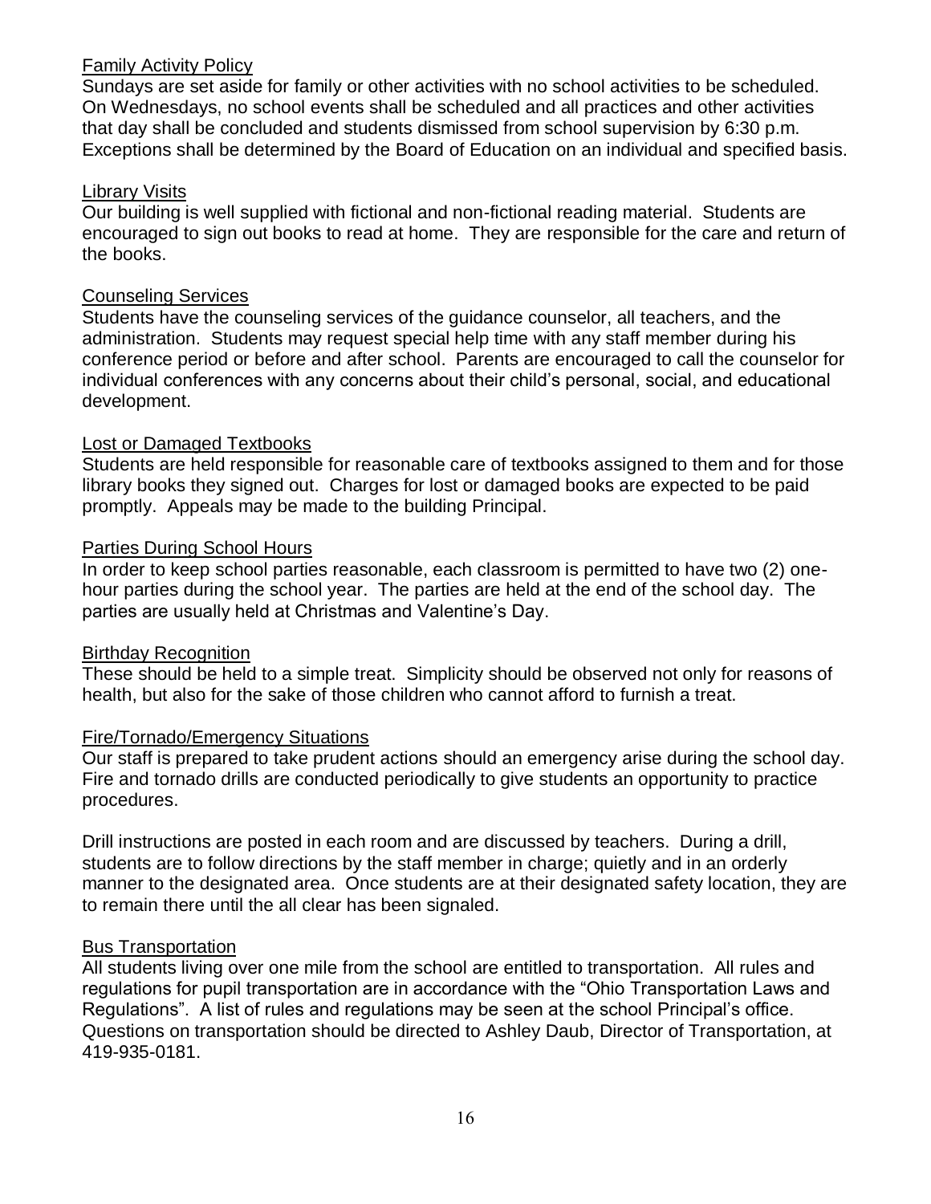## Family Activity Policy

Sundays are set aside for family or other activities with no school activities to be scheduled. On Wednesdays, no school events shall be scheduled and all practices and other activities that day shall be concluded and students dismissed from school supervision by 6:30 p.m. Exceptions shall be determined by the Board of Education on an individual and specified basis.

## Library Visits

Our building is well supplied with fictional and non-fictional reading material. Students are encouraged to sign out books to read at home. They are responsible for the care and return of the books.

## Counseling Services

Students have the counseling services of the guidance counselor, all teachers, and the administration. Students may request special help time with any staff member during his conference period or before and after school. Parents are encouraged to call the counselor for individual conferences with any concerns about their child's personal, social, and educational development.

## Lost or Damaged Textbooks

Students are held responsible for reasonable care of textbooks assigned to them and for those library books they signed out. Charges for lost or damaged books are expected to be paid promptly. Appeals may be made to the building Principal.

## Parties During School Hours

In order to keep school parties reasonable, each classroom is permitted to have two (2) one-hour parties during the school year. The parties are held at the end of the school day. The parties are usually held at Christmas and Valentine's Day.

## Birthday Recognition

These should be held to a simple treat. Simplicity should be observed not only for reasons of health, but also for the sake of those children who cannot afford to furnish a treat.

## Fire/Tornado/Emergency Situations

Our staff is prepared to take prudent actions should an emergency arise during the school day. Fire and tornado drills are conducted periodically to give students an opportunity to practice procedures.

Drill instructions are posted in each room and are discussed by teachers. During a drill, students are to follow directions by the staff member in charge; quietly and in an orderly manner to the designated area. Once students are at their designated safety location, they are to remain there until the all clear has been signaled.

## Bus Transportation

All students living over one mile from the school are entitled to transportation. All rules and regulations for pupil transportation are in accordance with the "Ohio Transportation Laws and Regulations". A list of rules and regulations may be seen at the school Principal's office. Questions on transportation should be directed to Ashley Daub, Director of Transportation, at 419-935-0181.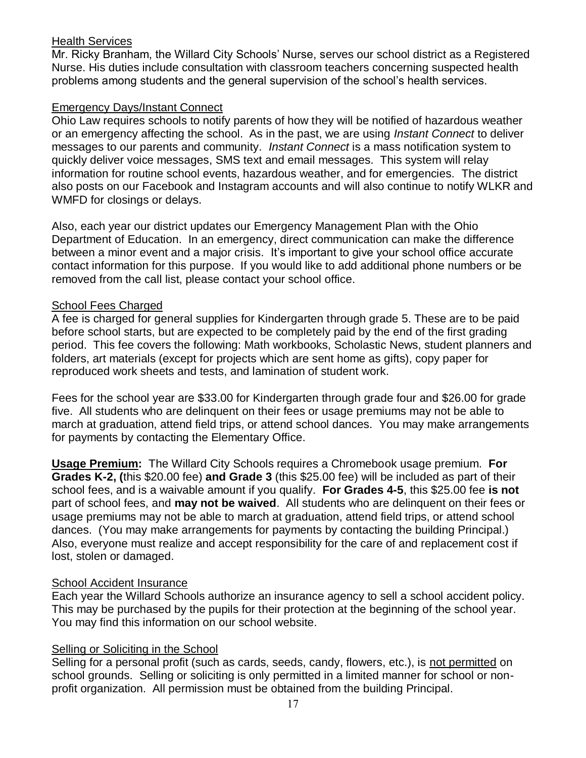## Health Services

Mr. Ricky Branham, the Willard City Schools' Nurse, serves our school district as a Registered Nurse. His duties include consultation with classroom teachers concerning suspected health problems among students and the general supervision of the school's health services.

## Emergency Days/Instant Connect

Ohio Law requires schools to notify parents of how they will be notified of hazardous weather or an emergency affecting the school. As in the past, we are using *Instant Connect* to deliver messages to our parents and community. *Instant Connect* is a mass notification system to quickly deliver voice messages, SMS text and email messages. This system will relay information for routine school events, hazardous weather, and for emergencies. The district also posts on our Facebook and Instagram accounts and will also continue to notify WLKR and WMFD for closings or delays.

Also, each year our district updates our Emergency Management Plan with the Ohio Department of Education. In an emergency, direct communication can make the difference between a minor event and a major crisis. It's important to give your school office accurate contact information for this purpose. If you would like to add additional phone numbers or be removed from the call list, please contact your school office.

## School Fees Charged

A fee is charged for general supplies for Kindergarten through grade 5. These are to be paid before school starts, but are expected to be completely paid by the end of the first grading period. This fee covers the following: Math workbooks, Scholastic News, student planners and folders, art materials (except for projects which are sent home as gifts), copy paper for reproduced work sheets and tests, and lamination of student work.

Fees for the school year are $33.00 for Kindergarten through grade four and $26.00 for grade five. All students who are delinquent on their fees or usage premiums may not be able to march at graduation, attend field trips, or attend school dances. You may make arrangements for payments by contacting the Elementary Office.

**Usage Premium:** The Willard City Schools requires a Chromebook usage premium. **For Grades K-2, (**this $20.00 fee) **and Grade 3** (this $25.00 fee) will be included as part of their school fees, and is a waivable amount if you qualify. **For Grades 4-5**, this $25.00 fee **is not** part of school fees, and **may not be waived**. All students who are delinquent on their fees or usage premiums may not be able to march at graduation, attend field trips, or attend school dances. (You may make arrangements for payments by contacting the building Principal.) Also, everyone must realize and accept responsibility for the care of and replacement cost if lost, stolen or damaged.

## School Accident Insurance

Each year the Willard Schools authorize an insurance agency to sell a school accident policy. This may be purchased by the pupils for their protection at the beginning of the school year. You may find this information on our school website.

## Selling or Soliciting in the School

Selling for a personal profit (such as cards, seeds, candy, flowers, etc.), is not permitted on school grounds. Selling or soliciting is only permitted in a limited manner for school or non-profit organization. All permission must be obtained from the building Principal.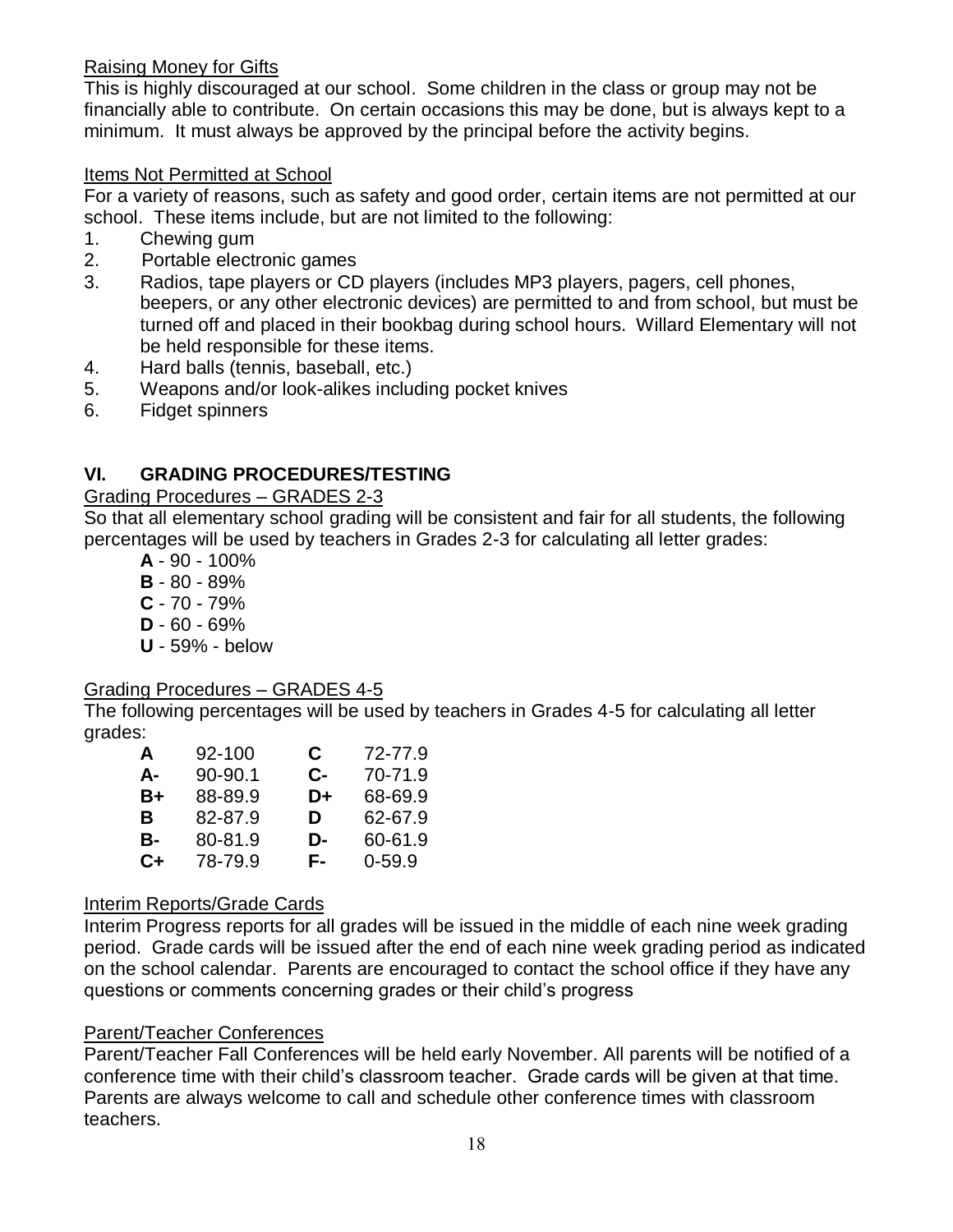Raising Money for Gifts

This is highly discouraged at our school. Some children in the class or group may not be financially able to contribute. On certain occasions this may be done, but is always kept to a minimum. It must always be approved by the principal before the activity begins.

Items Not Permitted at School

For a variety of reasons, such as safety and good order, certain items are not permitted at our school. These items include, but are not limited to the following:

1. Chewing gum
2. Portable electronic games
3. Radios, tape players or CD players (includes MP3 players, pagers, cell phones, beepers, or any other electronic devices) are permitted to and from school, but must be turned off and placed in their bookbag during school hours. Willard Elementary will not be held responsible for these items.
4. Hard balls (tennis, baseball, etc.)
5. Weapons and/or look-alikes including pocket knives
6. Fidget spinners

## VI. GRADING PROCEDURES/TESTING

Grading Procedures – GRADES 2-3

So that all elementary school grading will be consistent and fair for all students, the following percentages will be used by teachers in Grades 2-3 for calculating all letter grades:

- **A** - 90 - 100%
- **B** - 80 - 89%
- **C** - 70 - 79%
- **D** - 60 - 69%
- **U** - 59% - below

Grading Procedures – GRADES 4-5

The following percentages will be used by teachers in Grades 4-5 for calculating all letter grades:

| | | | |
|---|---|---|---|
| **A** | 92-100 | **C** | 72-77.9 |
| **A-** | 90-90.1 | **C-** | 70-71.9 |
| **B+** | 88-89.9 | **D+** | 68-69.9 |
| **B** | 82-87.9 | **D** | 62-67.9 |
| **B-** | 80-81.9 | **D-** | 60-61.9 |
| **C+** | 78-79.9 | **F-** | 0-59.9 |

Interim Reports/Grade Cards

Interim Progress reports for all grades will be issued in the middle of each nine week grading period. Grade cards will be issued after the end of each nine week grading period as indicated on the school calendar. Parents are encouraged to contact the school office if they have any questions or comments concerning grades or their child's progress

Parent/Teacher Conferences

Parent/Teacher Fall Conferences will be held early November. All parents will be notified of a conference time with their child's classroom teacher. Grade cards will be given at that time. Parents are always welcome to call and schedule other conference times with classroom teachers.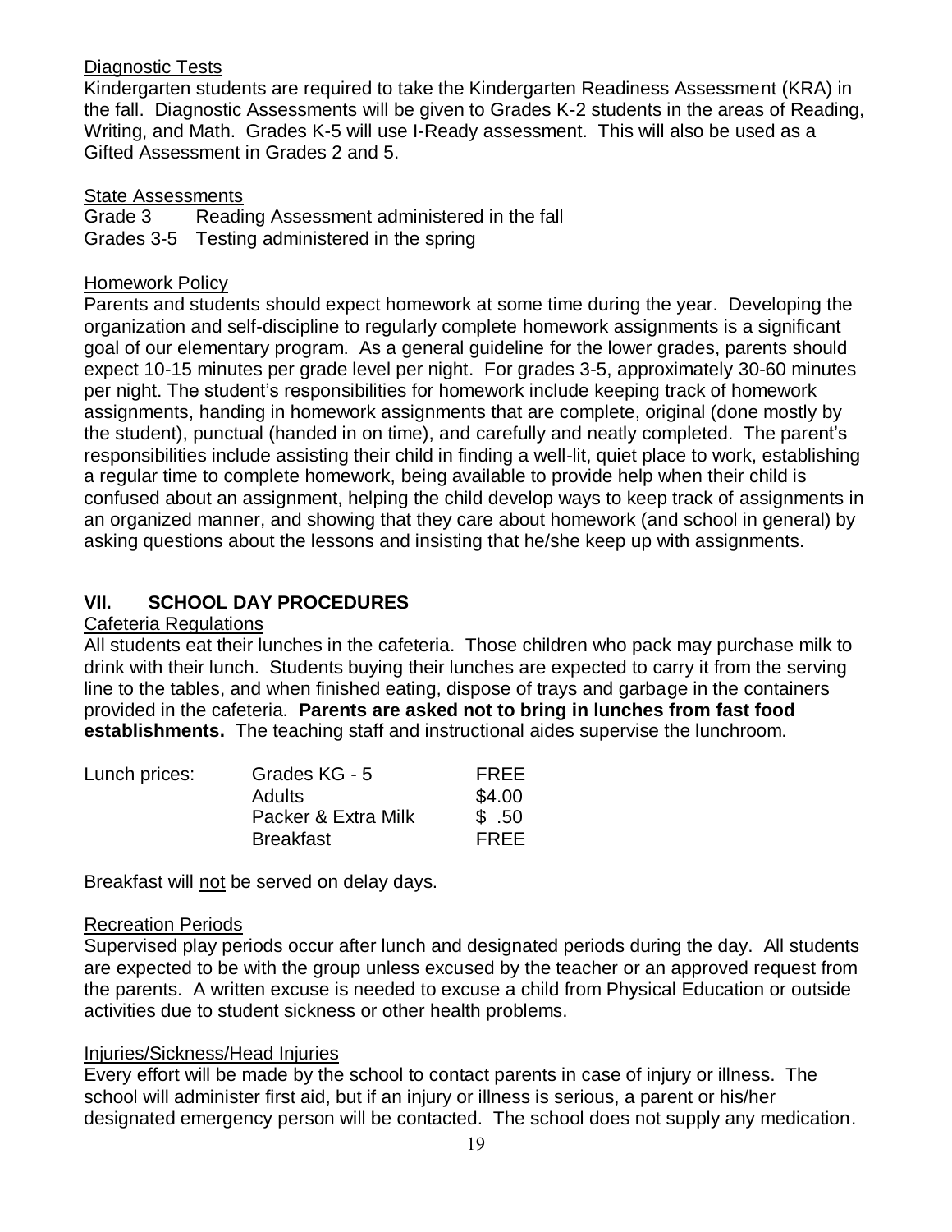Diagnostic Tests

Kindergarten students are required to take the Kindergarten Readiness Assessment (KRA) in the fall. Diagnostic Assessments will be given to Grades K-2 students in the areas of Reading, Writing, and Math. Grades K-5 will use I-Ready assessment. This will also be used as a Gifted Assessment in Grades 2 and 5.

State Assessments

Grade 3 Reading Assessment administered in the fall
Grades 3-5 Testing administered in the spring

Homework Policy

Parents and students should expect homework at some time during the year. Developing the organization and self-discipline to regularly complete homework assignments is a significant goal of our elementary program. As a general guideline for the lower grades, parents should expect 10-15 minutes per grade level per night. For grades 3-5, approximately 30-60 minutes per night. The student's responsibilities for homework include keeping track of homework assignments, handing in homework assignments that are complete, original (done mostly by the student), punctual (handed in on time), and carefully and neatly completed. The parent's responsibilities include assisting their child in finding a well-lit, quiet place to work, establishing a regular time to complete homework, being available to provide help when their child is confused about an assignment, helping the child develop ways to keep track of assignments in an organized manner, and showing that they care about homework (and school in general) by asking questions about the lessons and insisting that he/she keep up with assignments.

## VII. SCHOOL DAY PROCEDURES

Cafeteria Regulations

All students eat their lunches in the cafeteria. Those children who pack may purchase milk to drink with their lunch. Students buying their lunches are expected to carry it from the serving line to the tables, and when finished eating, dispose of trays and garbage in the containers provided in the cafeteria. **Parents are asked not to bring in lunches from fast food establishments.** The teaching staff and instructional aides supervise the lunchroom.

| Lunch prices: | | |
|---|---|---|
| | Grades KG - 5 | FREE |
| | Adults | $4.00 |
| | Packer & Extra Milk | $ .50 |
| | Breakfast | FREE |

Breakfast will not be served on delay days.

Recreation Periods

Supervised play periods occur after lunch and designated periods during the day. All students are expected to be with the group unless excused by the teacher or an approved request from the parents. A written excuse is needed to excuse a child from Physical Education or outside activities due to student sickness or other health problems.

Injuries/Sickness/Head Injuries

Every effort will be made by the school to contact parents in case of injury or illness. The school will administer first aid, but if an injury or illness is serious, a parent or his/her designated emergency person will be contacted. The school does not supply any medication.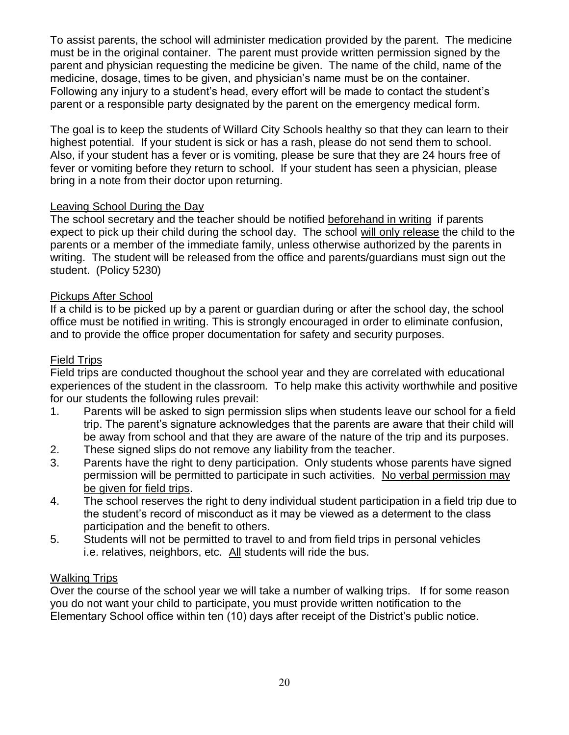To assist parents, the school will administer medication provided by the parent. The medicine must be in the original container. The parent must provide written permission signed by the parent and physician requesting the medicine be given. The name of the child, name of the medicine, dosage, times to be given, and physician's name must be on the container. Following any injury to a student's head, every effort will be made to contact the student's parent or a responsible party designated by the parent on the emergency medical form.

The goal is to keep the students of Willard City Schools healthy so that they can learn to their highest potential. If your student is sick or has a rash, please do not send them to school. Also, if your student has a fever or is vomiting, please be sure that they are 24 hours free of fever or vomiting before they return to school. If your student has seen a physician, please bring in a note from their doctor upon returning.

## Leaving School During the Day

The school secretary and the teacher should be notified beforehand in writing if parents expect to pick up their child during the school day. The school will only release the child to the parents or a member of the immediate family, unless otherwise authorized by the parents in writing. The student will be released from the office and parents/guardians must sign out the student. (Policy 5230)

## Pickups After School

If a child is to be picked up by a parent or guardian during or after the school day, the school office must be notified in writing. This is strongly encouraged in order to eliminate confusion, and to provide the office proper documentation for safety and security purposes.

## Field Trips

Field trips are conducted thoughout the school year and they are correlated with educational experiences of the student in the classroom. To help make this activity worthwhile and positive for our students the following rules prevail:

1. Parents will be asked to sign permission slips when students leave our school for a field trip. The parent's signature acknowledges that the parents are aware that their child will be away from school and that they are aware of the nature of the trip and its purposes.
2. These signed slips do not remove any liability from the teacher.
3. Parents have the right to deny participation. Only students whose parents have signed permission will be permitted to participate in such activities. No verbal permission may be given for field trips.
4. The school reserves the right to deny individual student participation in a field trip due to the student's record of misconduct as it may be viewed as a determent to the class participation and the benefit to others.
5. Students will not be permitted to travel to and from field trips in personal vehicles i.e. relatives, neighbors, etc. All students will ride the bus.

## Walking Trips

Over the course of the school year we will take a number of walking trips. If for some reason you do not want your child to participate, you must provide written notification to the Elementary School office within ten (10) days after receipt of the District's public notice.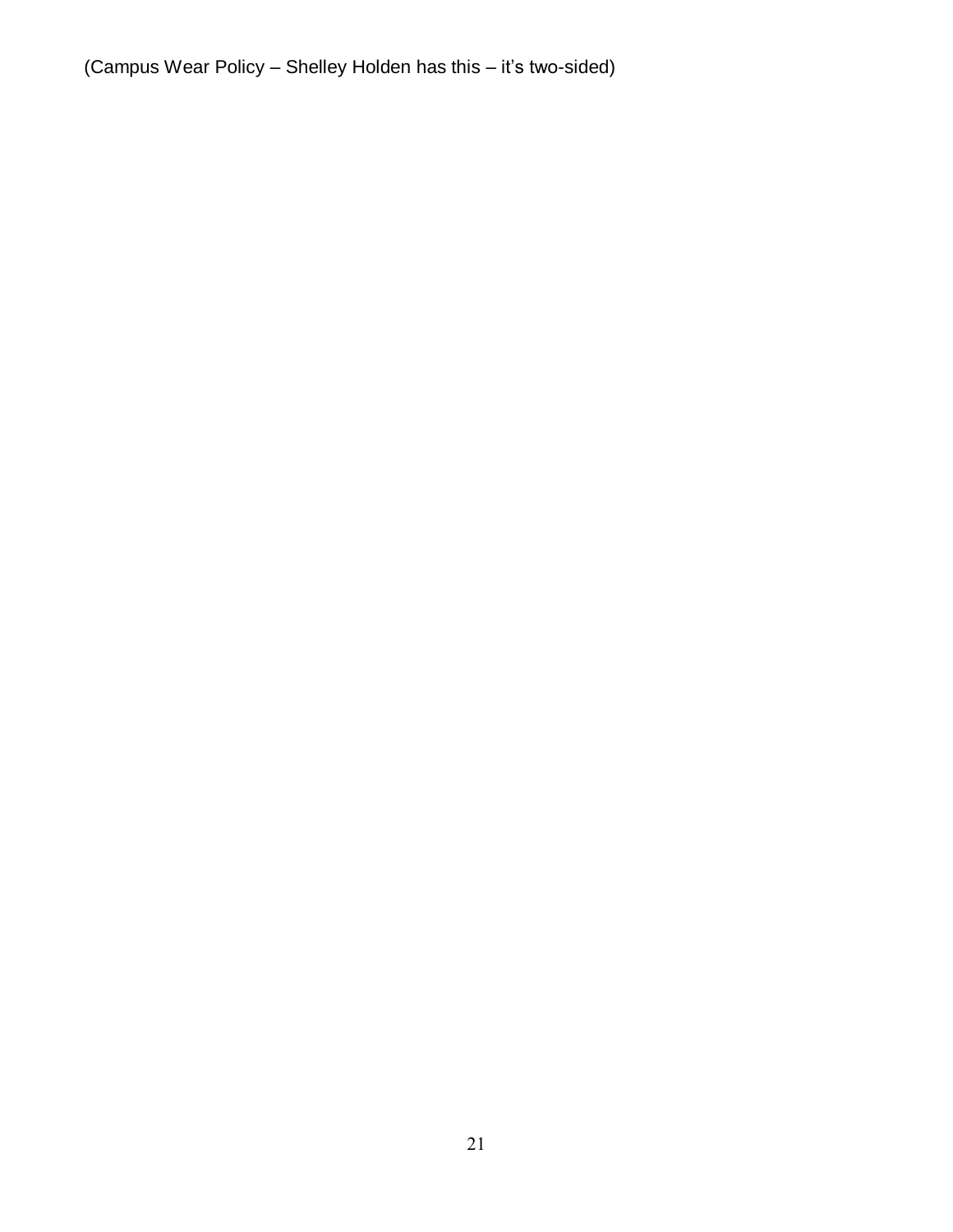(Campus Wear Policy – Shelley Holden has this – it's two-sided)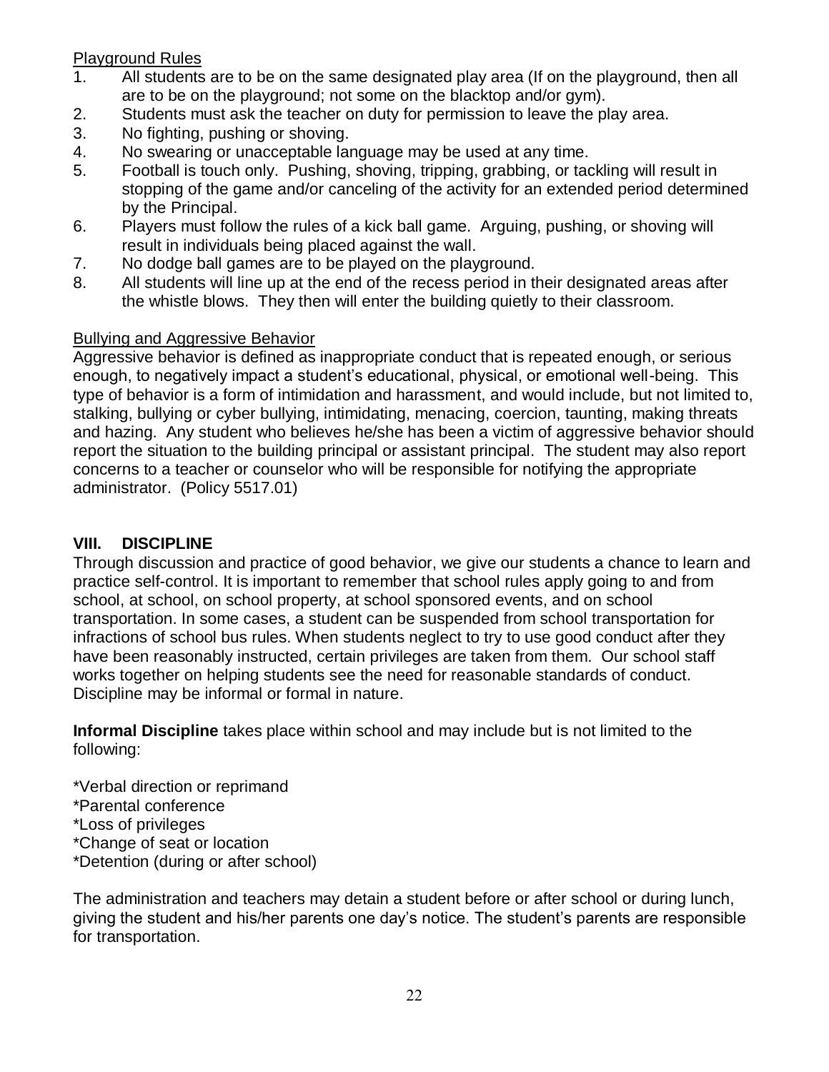Playground Rules

1. All students are to be on the same designated play area (If on the playground, then all are to be on the playground; not some on the blacktop and/or gym).
2. Students must ask the teacher on duty for permission to leave the play area.
3. No fighting, pushing or shoving.
4. No swearing or unacceptable language may be used at any time.
5. Football is touch only. Pushing, shoving, tripping, grabbing, or tackling will result in stopping of the game and/or canceling of the activity for an extended period determined by the Principal.
6. Players must follow the rules of a kick ball game. Arguing, pushing, or shoving will result in individuals being placed against the wall.
7. No dodge ball games are to be played on the playground.
8. All students will line up at the end of the recess period in their designated areas after the whistle blows. They then will enter the building quietly to their classroom.

Bullying and Aggressive Behavior

Aggressive behavior is defined as inappropriate conduct that is repeated enough, or serious enough, to negatively impact a student's educational, physical, or emotional well-being. This type of behavior is a form of intimidation and harassment, and would include, but not limited to, stalking, bullying or cyber bullying, intimidating, menacing, coercion, taunting, making threats and hazing. Any student who believes he/she has been a victim of aggressive behavior should report the situation to the building principal or assistant principal. The student may also report concerns to a teacher or counselor who will be responsible for notifying the appropriate administrator. (Policy 5517.01)

## VIII. DISCIPLINE

Through discussion and practice of good behavior, we give our students a chance to learn and practice self-control. It is important to remember that school rules apply going to and from school, at school, on school property, at school sponsored events, and on school transportation. In some cases, a student can be suspended from school transportation for infractions of school bus rules. When students neglect to try to use good conduct after they have been reasonably instructed, certain privileges are taken from them. Our school staff works together on helping students see the need for reasonable standards of conduct. Discipline may be informal or formal in nature.

**Informal Discipline** takes place within school and may include but is not limited to the following:

*Verbal direction or reprimand
*Parental conference
*Loss of privileges
*Change of seat or location
*Detention (during or after school)

The administration and teachers may detain a student before or after school or during lunch, giving the student and his/her parents one day's notice. The student's parents are responsible for transportation.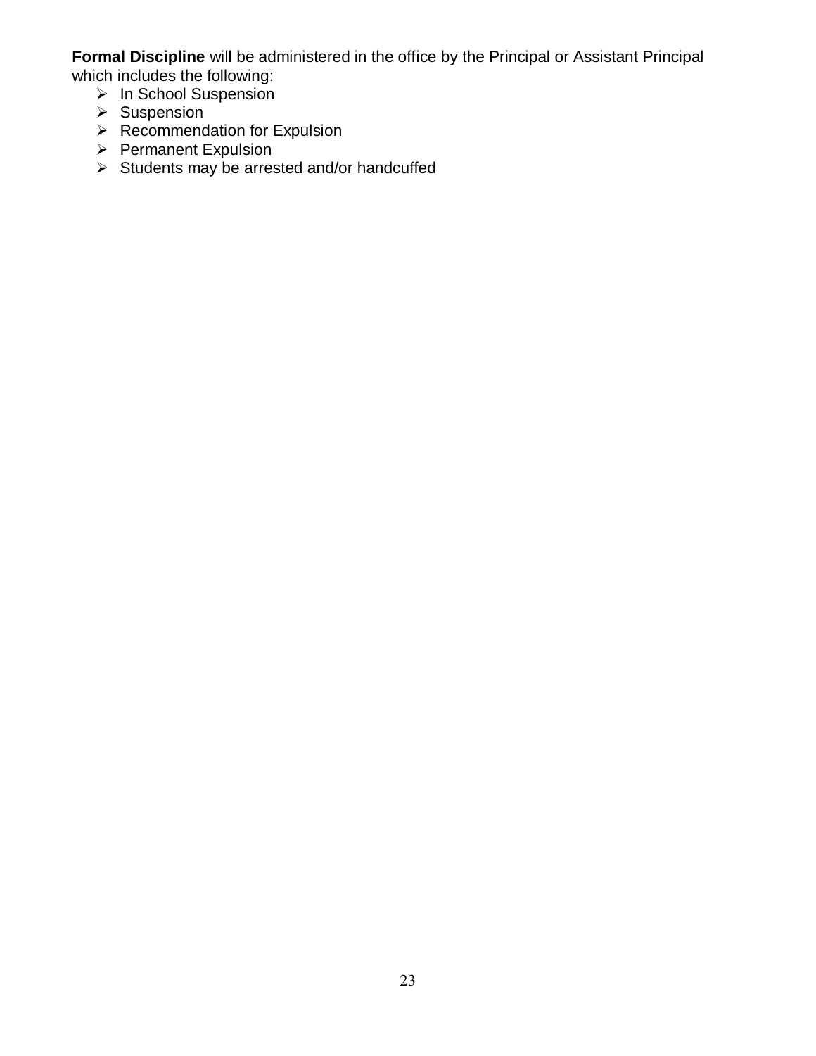**Formal Discipline** will be administered in the office by the Principal or Assistant Principal which includes the following:

- In School Suspension
- Suspension
- Recommendation for Expulsion
- Permanent Expulsion
- Students may be arrested and/or handcuffed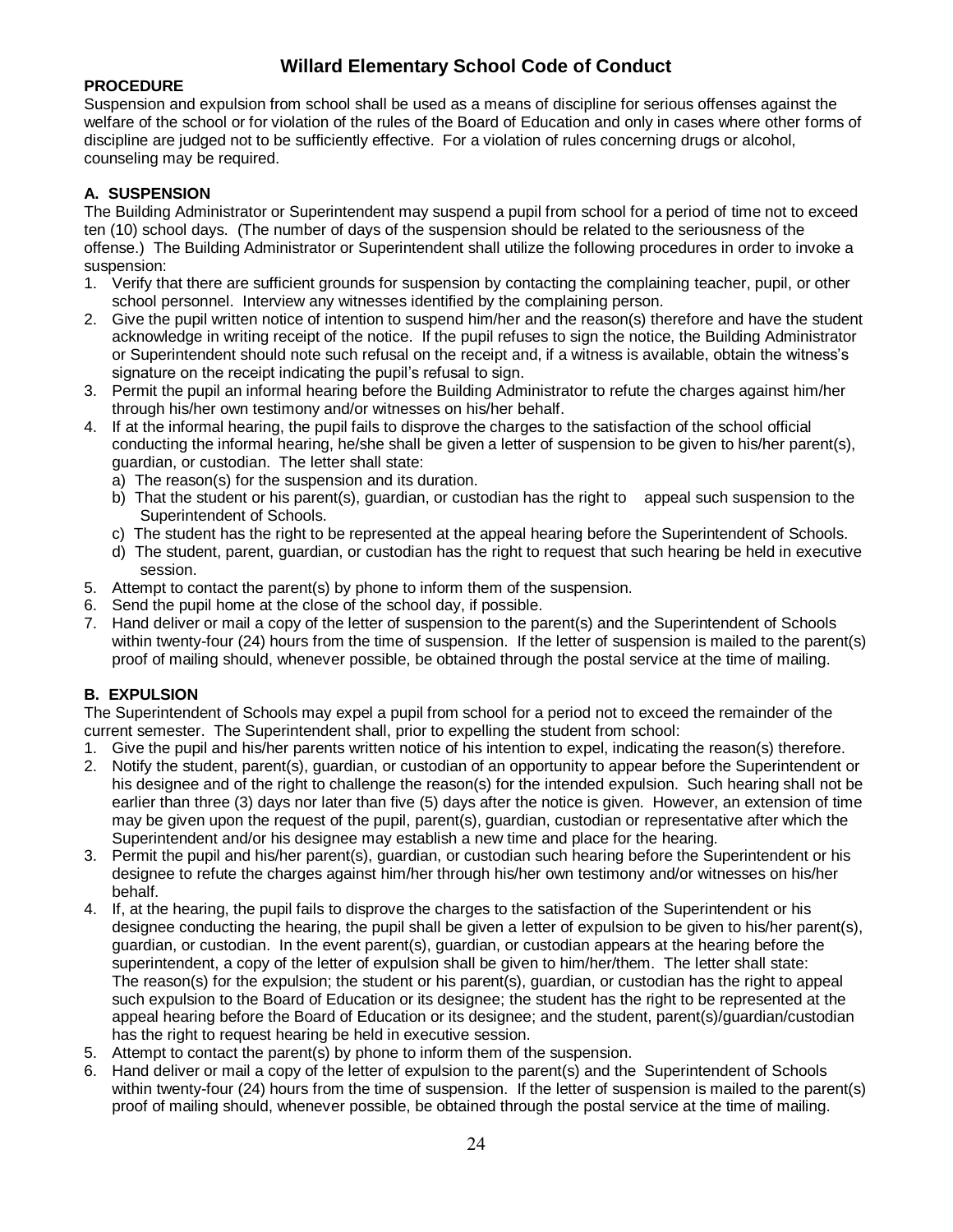# Willard Elementary School Code of Conduct

**PROCEDURE**

Suspension and expulsion from school shall be used as a means of discipline for serious offenses against the welfare of the school or for violation of the rules of the Board of Education and only in cases where other forms of discipline are judged not to be sufficiently effective. For a violation of rules concerning drugs or alcohol, counseling may be required.

**A. SUSPENSION**

The Building Administrator or Superintendent may suspend a pupil from school for a period of time not to exceed ten (10) school days. (The number of days of the suspension should be related to the seriousness of the offense.) The Building Administrator or Superintendent shall utilize the following procedures in order to invoke a suspension:

1. Verify that there are sufficient grounds for suspension by contacting the complaining teacher, pupil, or other school personnel. Interview any witnesses identified by the complaining person.
2. Give the pupil written notice of intention to suspend him/her and the reason(s) therefore and have the student acknowledge in writing receipt of the notice. If the pupil refuses to sign the notice, the Building Administrator or Superintendent should note such refusal on the receipt and, if a witness is available, obtain the witness's signature on the receipt indicating the pupil's refusal to sign.
3. Permit the pupil an informal hearing before the Building Administrator to refute the charges against him/her through his/her own testimony and/or witnesses on his/her behalf.
4. If at the informal hearing, the pupil fails to disprove the charges to the satisfaction of the school official conducting the informal hearing, he/she shall be given a letter of suspension to be given to his/her parent(s), guardian, or custodian. The letter shall state:
   a) The reason(s) for the suspension and its duration.
   b) That the student or his parent(s), guardian, or custodian has the right to appeal such suspension to the Superintendent of Schools.
   c) The student has the right to be represented at the appeal hearing before the Superintendent of Schools.
   d) The student, parent, guardian, or custodian has the right to request that such hearing be held in executive session.
5. Attempt to contact the parent(s) by phone to inform them of the suspension.
6. Send the pupil home at the close of the school day, if possible.
7. Hand deliver or mail a copy of the letter of suspension to the parent(s) and the Superintendent of Schools within twenty-four (24) hours from the time of suspension. If the letter of suspension is mailed to the parent(s) proof of mailing should, whenever possible, be obtained through the postal service at the time of mailing.

**B. EXPULSION**

The Superintendent of Schools may expel a pupil from school for a period not to exceed the remainder of the current semester. The Superintendent shall, prior to expelling the student from school:

1. Give the pupil and his/her parents written notice of his intention to expel, indicating the reason(s) therefore.
2. Notify the student, parent(s), guardian, or custodian of an opportunity to appear before the Superintendent or his designee and of the right to challenge the reason(s) for the intended expulsion. Such hearing shall not be earlier than three (3) days nor later than five (5) days after the notice is given. However, an extension of time may be given upon the request of the pupil, parent(s), guardian, custodian or representative after which the Superintendent and/or his designee may establish a new time and place for the hearing.
3. Permit the pupil and his/her parent(s), guardian, or custodian such hearing before the Superintendent or his designee to refute the charges against him/her through his/her own testimony and/or witnesses on his/her behalf.
4. If, at the hearing, the pupil fails to disprove the charges to the satisfaction of the Superintendent or his designee conducting the hearing, the pupil shall be given a letter of expulsion to be given to his/her parent(s), guardian, or custodian. In the event parent(s), guardian, or custodian appears at the hearing before the superintendent, a copy of the letter of expulsion shall be given to him/her/them. The letter shall state: The reason(s) for the expulsion; the student or his parent(s), guardian, or custodian has the right to appeal such expulsion to the Board of Education or its designee; the student has the right to be represented at the appeal hearing before the Board of Education or its designee; and the student, parent(s)/guardian/custodian has the right to request hearing be held in executive session.
5. Attempt to contact the parent(s) by phone to inform them of the suspension.
6. Hand deliver or mail a copy of the letter of expulsion to the parent(s) and the Superintendent of Schools within twenty-four (24) hours from the time of suspension. If the letter of suspension is mailed to the parent(s) proof of mailing should, whenever possible, be obtained through the postal service at the time of mailing.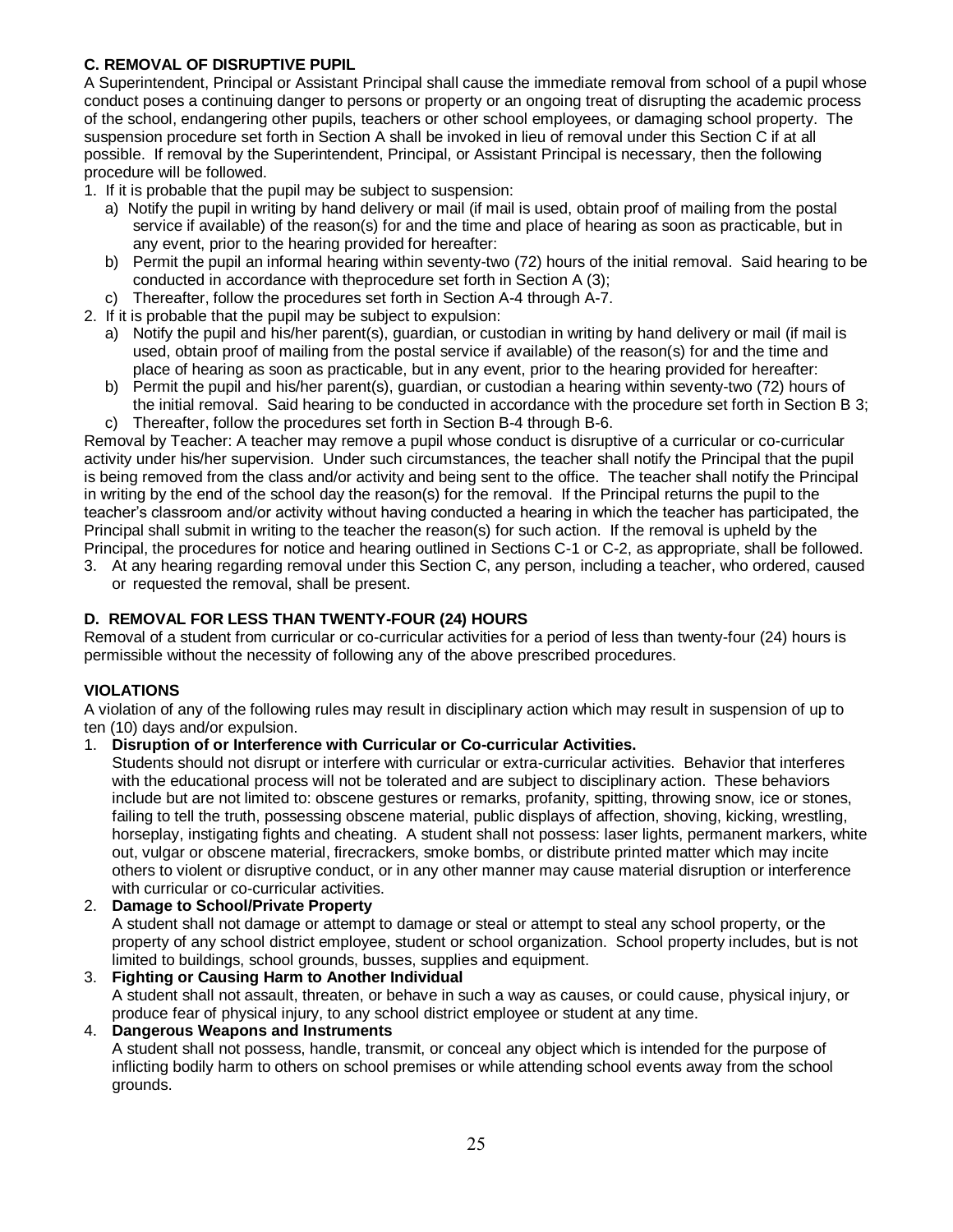**C. REMOVAL OF DISRUPTIVE PUPIL**

A Superintendent, Principal or Assistant Principal shall cause the immediate removal from school of a pupil whose conduct poses a continuing danger to persons or property or an ongoing treat of disrupting the academic process of the school, endangering other pupils, teachers or other school employees, or damaging school property. The suspension procedure set forth in Section A shall be invoked in lieu of removal under this Section C if at all possible. If removal by the Superintendent, Principal, or Assistant Principal is necessary, then the following procedure will be followed.

1. If it is probable that the pupil may be subject to suspension:
   a) Notify the pupil in writing by hand delivery or mail (if mail is used, obtain proof of mailing from the postal service if available) of the reason(s) for and the time and place of hearing as soon as practicable, but in any event, prior to the hearing provided for hereafter:
   b) Permit the pupil an informal hearing within seventy-two (72) hours of the initial removal. Said hearing to be conducted in accordance with theprocedure set forth in Section A (3);
   c) Thereafter, follow the procedures set forth in Section A-4 through A-7.
2. If it is probable that the pupil may be subject to expulsion:
   a) Notify the pupil and his/her parent(s), guardian, or custodian in writing by hand delivery or mail (if mail is used, obtain proof of mailing from the postal service if available) of the reason(s) for and the time and place of hearing as soon as practicable, but in any event, prior to the hearing provided for hereafter:
   b) Permit the pupil and his/her parent(s), guardian, or custodian a hearing within seventy-two (72) hours of the initial removal. Said hearing to be conducted in accordance with the procedure set forth in Section B 3;
   c) Thereafter, follow the procedures set forth in Section B-4 through B-6.

Removal by Teacher: A teacher may remove a pupil whose conduct is disruptive of a curricular or co-curricular activity under his/her supervision. Under such circumstances, the teacher shall notify the Principal that the pupil is being removed from the class and/or activity and being sent to the office. The teacher shall notify the Principal in writing by the end of the school day the reason(s) for the removal. If the Principal returns the pupil to the teacher's classroom and/or activity without having conducted a hearing in which the teacher has participated, the Principal shall submit in writing to the teacher the reason(s) for such action. If the removal is upheld by the Principal, the procedures for notice and hearing outlined in Sections C-1 or C-2, as appropriate, shall be followed.

3. At any hearing regarding removal under this Section C, any person, including a teacher, who ordered, caused or requested the removal, shall be present.

**D. REMOVAL FOR LESS THAN TWENTY-FOUR (24) HOURS**

Removal of a student from curricular or co-curricular activities for a period of less than twenty-four (24) hours is permissible without the necessity of following any of the above prescribed procedures.

**VIOLATIONS**

A violation of any of the following rules may result in disciplinary action which may result in suspension of up to ten (10) days and/or expulsion.

1. **Disruption of or Interference with Curricular or Co-curricular Activities.**
   Students should not disrupt or interfere with curricular or extra-curricular activities. Behavior that interferes with the educational process will not be tolerated and are subject to disciplinary action. These behaviors include but are not limited to: obscene gestures or remarks, profanity, spitting, throwing snow, ice or stones, failing to tell the truth, possessing obscene material, public displays of affection, shoving, kicking, wrestling, horseplay, instigating fights and cheating. A student shall not possess: laser lights, permanent markers, white out, vulgar or obscene material, firecrackers, smoke bombs, or distribute printed matter which may incite others to violent or disruptive conduct, or in any other manner may cause material disruption or interference with curricular or co-curricular activities.
2. **Damage to School/Private Property**
   A student shall not damage or attempt to damage or steal or attempt to steal any school property, or the property of any school district employee, student or school organization. School property includes, but is not limited to buildings, school grounds, busses, supplies and equipment.
3. **Fighting or Causing Harm to Another Individual**
   A student shall not assault, threaten, or behave in such a way as causes, or could cause, physical injury, or produce fear of physical injury, to any school district employee or student at any time.
4. **Dangerous Weapons and Instruments**
   A student shall not possess, handle, transmit, or conceal any object which is intended for the purpose of inflicting bodily harm to others on school premises or while attending school events away from the school grounds.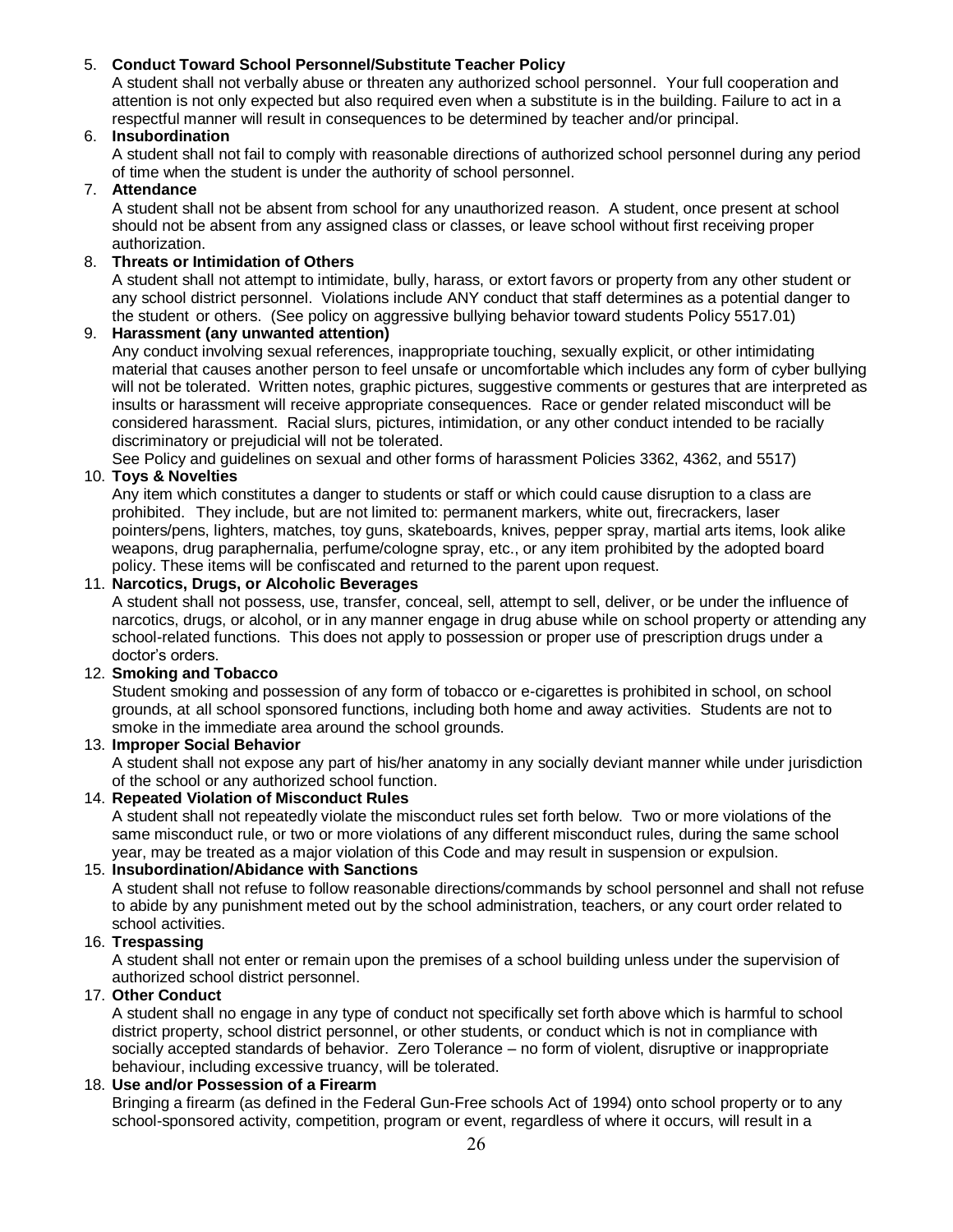5. **Conduct Toward School Personnel/Substitute Teacher Policy**
   A student shall not verbally abuse or threaten any authorized school personnel. Your full cooperation and attention is not only expected but also required even when a substitute is in the building. Failure to act in a respectful manner will result in consequences to be determined by teacher and/or principal.
6. **Insubordination**
   A student shall not fail to comply with reasonable directions of authorized school personnel during any period of time when the student is under the authority of school personnel.
7. **Attendance**
   A student shall not be absent from school for any unauthorized reason. A student, once present at school should not be absent from any assigned class or classes, or leave school without first receiving proper authorization.
8. **Threats or Intimidation of Others**
   A student shall not attempt to intimidate, bully, harass, or extort favors or property from any other student or any school district personnel. Violations include ANY conduct that staff determines as a potential danger to the student or others. (See policy on aggressive bullying behavior toward students Policy 5517.01)
9. **Harassment (any unwanted attention)**
   Any conduct involving sexual references, inappropriate touching, sexually explicit, or other intimidating material that causes another person to feel unsafe or uncomfortable which includes any form of cyber bullying will not be tolerated. Written notes, graphic pictures, suggestive comments or gestures that are interpreted as insults or harassment will receive appropriate consequences. Race or gender related misconduct will be considered harassment. Racial slurs, pictures, intimidation, or any other conduct intended to be racially discriminatory or prejudicial will not be tolerated.
   See Policy and guidelines on sexual and other forms of harassment Policies 3362, 4362, and 5517)
10. **Toys & Novelties**
    Any item which constitutes a danger to students or staff or which could cause disruption to a class are prohibited. They include, but are not limited to: permanent markers, white out, firecrackers, laser pointers/pens, lighters, matches, toy guns, skateboards, knives, pepper spray, martial arts items, look alike weapons, drug paraphernalia, perfume/cologne spray, etc., or any item prohibited by the adopted board policy. These items will be confiscated and returned to the parent upon request.
11. **Narcotics, Drugs, or Alcoholic Beverages**
    A student shall not possess, use, transfer, conceal, sell, attempt to sell, deliver, or be under the influence of narcotics, drugs, or alcohol, or in any manner engage in drug abuse while on school property or attending any school-related functions. This does not apply to possession or proper use of prescription drugs under a doctor's orders.
12. **Smoking and Tobacco**
    Student smoking and possession of any form of tobacco or e-cigarettes is prohibited in school, on school grounds, at all school sponsored functions, including both home and away activities. Students are not to smoke in the immediate area around the school grounds.
13. **Improper Social Behavior**
    A student shall not expose any part of his/her anatomy in any socially deviant manner while under jurisdiction of the school or any authorized school function.
14. **Repeated Violation of Misconduct Rules**
    A student shall not repeatedly violate the misconduct rules set forth below. Two or more violations of the same misconduct rule, or two or more violations of any different misconduct rules, during the same school year, may be treated as a major violation of this Code and may result in suspension or expulsion.
15. **Insubordination/Abidance with Sanctions**
    A student shall not refuse to follow reasonable directions/commands by school personnel and shall not refuse to abide by any punishment meted out by the school administration, teachers, or any court order related to school activities.
16. **Trespassing**
    A student shall not enter or remain upon the premises of a school building unless under the supervision of authorized school district personnel.
17. **Other Conduct**
    A student shall no engage in any type of conduct not specifically set forth above which is harmful to school district property, school district personnel, or other students, or conduct which is not in compliance with socially accepted standards of behavior. Zero Tolerance – no form of violent, disruptive or inappropriate behaviour, including excessive truancy, will be tolerated.
18. **Use and/or Possession of a Firearm**
    Bringing a firearm (as defined in the Federal Gun-Free schools Act of 1994) onto school property or to any school-sponsored activity, competition, program or event, regardless of where it occurs, will result in a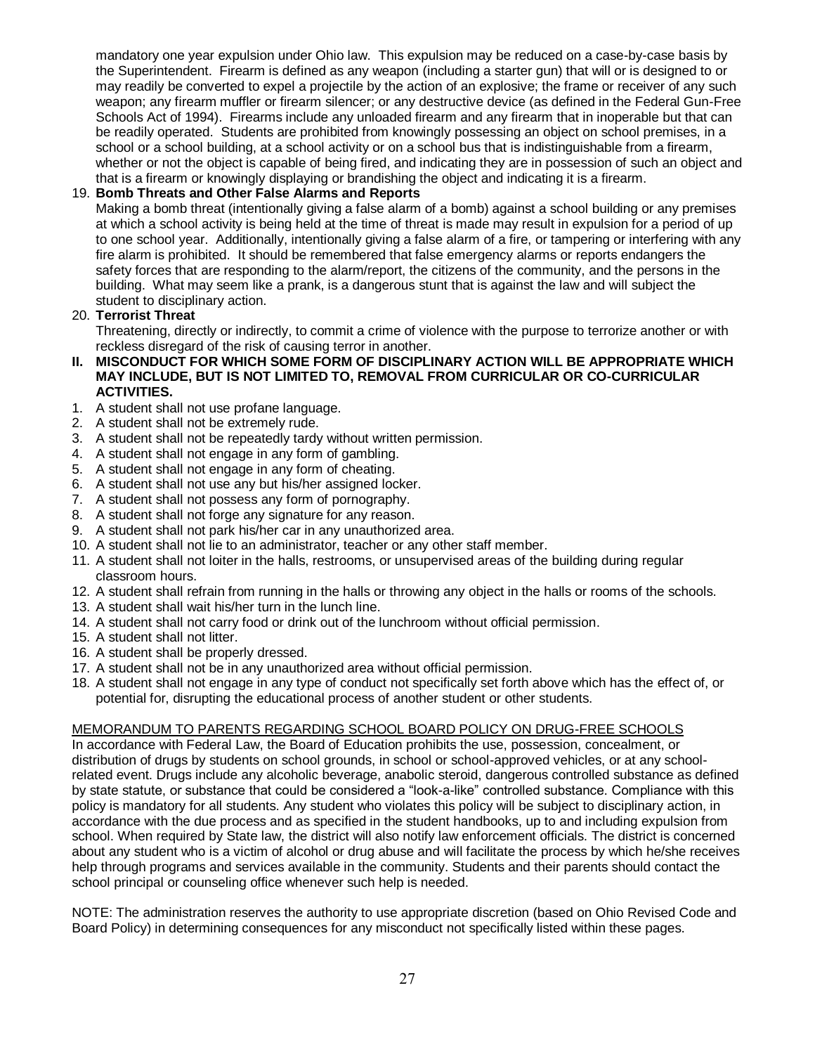mandatory one year expulsion under Ohio law. This expulsion may be reduced on a case-by-case basis by the Superintendent. Firearm is defined as any weapon (including a starter gun) that will or is designed to or may readily be converted to expel a projectile by the action of an explosive; the frame or receiver of any such weapon; any firearm muffler or firearm silencer; or any destructive device (as defined in the Federal Gun-Free Schools Act of 1994). Firearms include any unloaded firearm and any firearm that in inoperable but that can be readily operated. Students are prohibited from knowingly possessing an object on school premises, in a school or a school building, at a school activity or on a school bus that is indistinguishable from a firearm, whether or not the object is capable of being fired, and indicating they are in possession of such an object and that is a firearm or knowingly displaying or brandishing the object and indicating it is a firearm.

19. **Bomb Threats and Other False Alarms and Reports**
    Making a bomb threat (intentionally giving a false alarm of a bomb) against a school building or any premises at which a school activity is being held at the time of threat is made may result in expulsion for a period of up to one school year. Additionally, intentionally giving a false alarm of a fire, or tampering or interfering with any fire alarm is prohibited. It should be remembered that false emergency alarms or reports endangers the safety forces that are responding to the alarm/report, the citizens of the community, and the persons in the building. What may seem like a prank, is a dangerous stunt that is against the law and will subject the student to disciplinary action.
20. **Terrorist Threat**
    Threatening, directly or indirectly, to commit a crime of violence with the purpose to terrorize another or with reckless disregard of the risk of causing terror in another.

**II. MISCONDUCT FOR WHICH SOME FORM OF DISCIPLINARY ACTION WILL BE APPROPRIATE WHICH MAY INCLUDE, BUT IS NOT LIMITED TO, REMOVAL FROM CURRICULAR OR CO-CURRICULAR ACTIVITIES.**

1. A student shall not use profane language.
2. A student shall not be extremely rude.
3. A student shall not be repeatedly tardy without written permission.
4. A student shall not engage in any form of gambling.
5. A student shall not engage in any form of cheating.
6. A student shall not use any but his/her assigned locker.
7. A student shall not possess any form of pornography.
8. A student shall not forge any signature for any reason.
9. A student shall not park his/her car in any unauthorized area.
10. A student shall not lie to an administrator, teacher or any other staff member.
11. A student shall not loiter in the halls, restrooms, or unsupervised areas of the building during regular classroom hours.
12. A student shall refrain from running in the halls or throwing any object in the halls or rooms of the schools.
13. A student shall wait his/her turn in the lunch line.
14. A student shall not carry food or drink out of the lunchroom without official permission.
15. A student shall not litter.
16. A student shall be properly dressed.
17. A student shall not be in any unauthorized area without official permission.
18. A student shall not engage in any type of conduct not specifically set forth above which has the effect of, or potential for, disrupting the educational process of another student or other students.

MEMORANDUM TO PARENTS REGARDING SCHOOL BOARD POLICY ON DRUG-FREE SCHOOLS

In accordance with Federal Law, the Board of Education prohibits the use, possession, concealment, or distribution of drugs by students on school grounds, in school or school-approved vehicles, or at any school-related event. Drugs include any alcoholic beverage, anabolic steroid, dangerous controlled substance as defined by state statute, or substance that could be considered a "look-a-like" controlled substance. Compliance with this policy is mandatory for all students. Any student who violates this policy will be subject to disciplinary action, in accordance with the due process and as specified in the student handbooks, up to and including expulsion from school. When required by State law, the district will also notify law enforcement officials. The district is concerned about any student who is a victim of alcohol or drug abuse and will facilitate the process by which he/she receives help through programs and services available in the community. Students and their parents should contact the school principal or counseling office whenever such help is needed.

NOTE: The administration reserves the authority to use appropriate discretion (based on Ohio Revised Code and Board Policy) in determining consequences for any misconduct not specifically listed within these pages.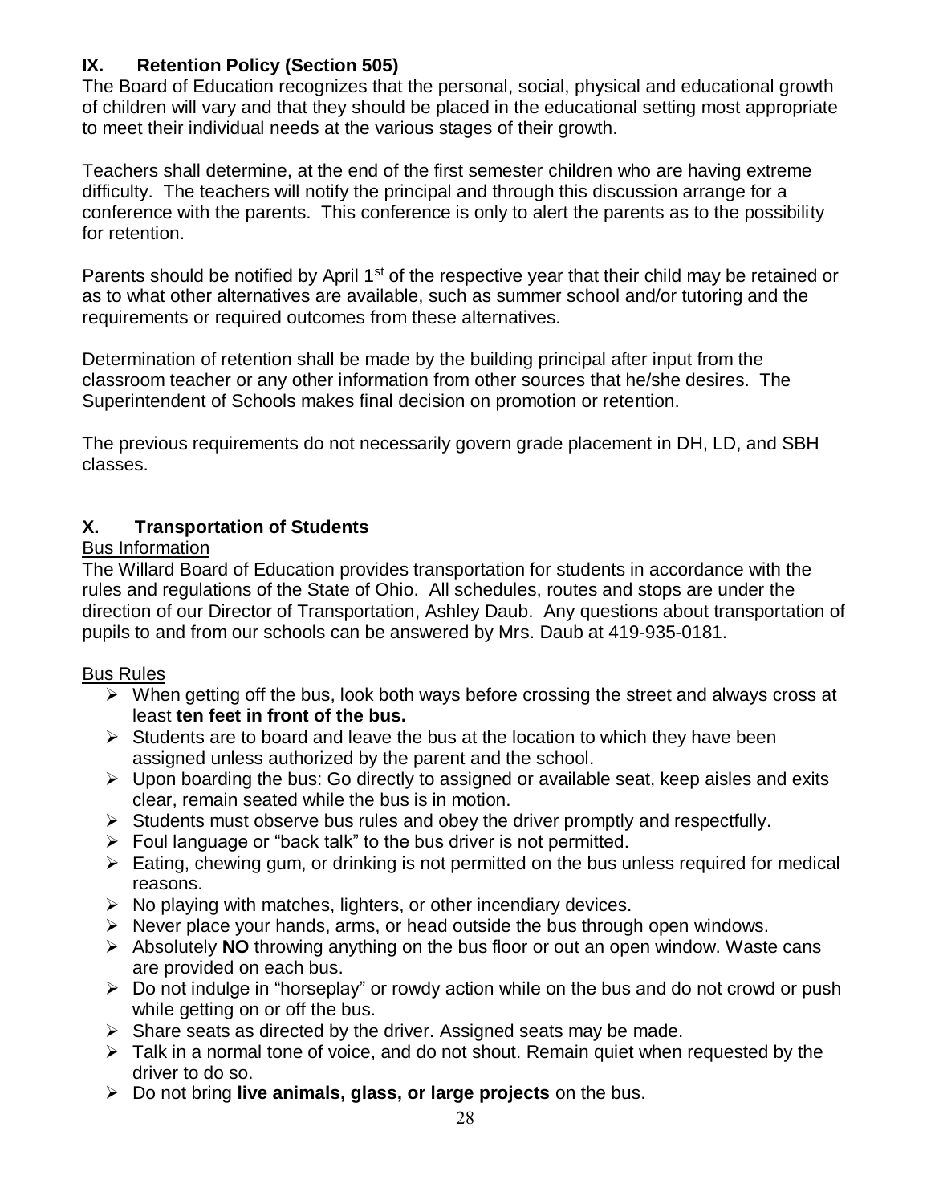## IX. Retention Policy (Section 505)

The Board of Education recognizes that the personal, social, physical and educational growth of children will vary and that they should be placed in the educational setting most appropriate to meet their individual needs at the various stages of their growth.

Teachers shall determine, at the end of the first semester children who are having extreme difficulty. The teachers will notify the principal and through this discussion arrange for a conference with the parents. This conference is only to alert the parents as to the possibility for retention.

Parents should be notified by April 1st of the respective year that their child may be retained or as to what other alternatives are available, such as summer school and/or tutoring and the requirements or required outcomes from these alternatives.

Determination of retention shall be made by the building principal after input from the classroom teacher or any other information from other sources that he/she desires. The Superintendent of Schools makes final decision on promotion or retention.

The previous requirements do not necessarily govern grade placement in DH, LD, and SBH classes.

## X. Transportation of Students

Bus Information

The Willard Board of Education provides transportation for students in accordance with the rules and regulations of the State of Ohio. All schedules, routes and stops are under the direction of our Director of Transportation, Ashley Daub. Any questions about transportation of pupils to and from our schools can be answered by Mrs. Daub at 419-935-0181.

Bus Rules

- When getting off the bus, look both ways before crossing the street and always cross at least **ten feet in front of the bus.**
- Students are to board and leave the bus at the location to which they have been assigned unless authorized by the parent and the school.
- Upon boarding the bus: Go directly to assigned or available seat, keep aisles and exits clear, remain seated while the bus is in motion.
- Students must observe bus rules and obey the driver promptly and respectfully.
- Foul language or "back talk" to the bus driver is not permitted.
- Eating, chewing gum, or drinking is not permitted on the bus unless required for medical reasons.
- No playing with matches, lighters, or other incendiary devices.
- Never place your hands, arms, or head outside the bus through open windows.
- Absolutely **NO** throwing anything on the bus floor or out an open window. Waste cans are provided on each bus.
- Do not indulge in "horseplay" or rowdy action while on the bus and do not crowd or push while getting on or off the bus.
- Share seats as directed by the driver. Assigned seats may be made.
- Talk in a normal tone of voice, and do not shout. Remain quiet when requested by the driver to do so.
- Do not bring **live animals, glass, or large projects** on the bus.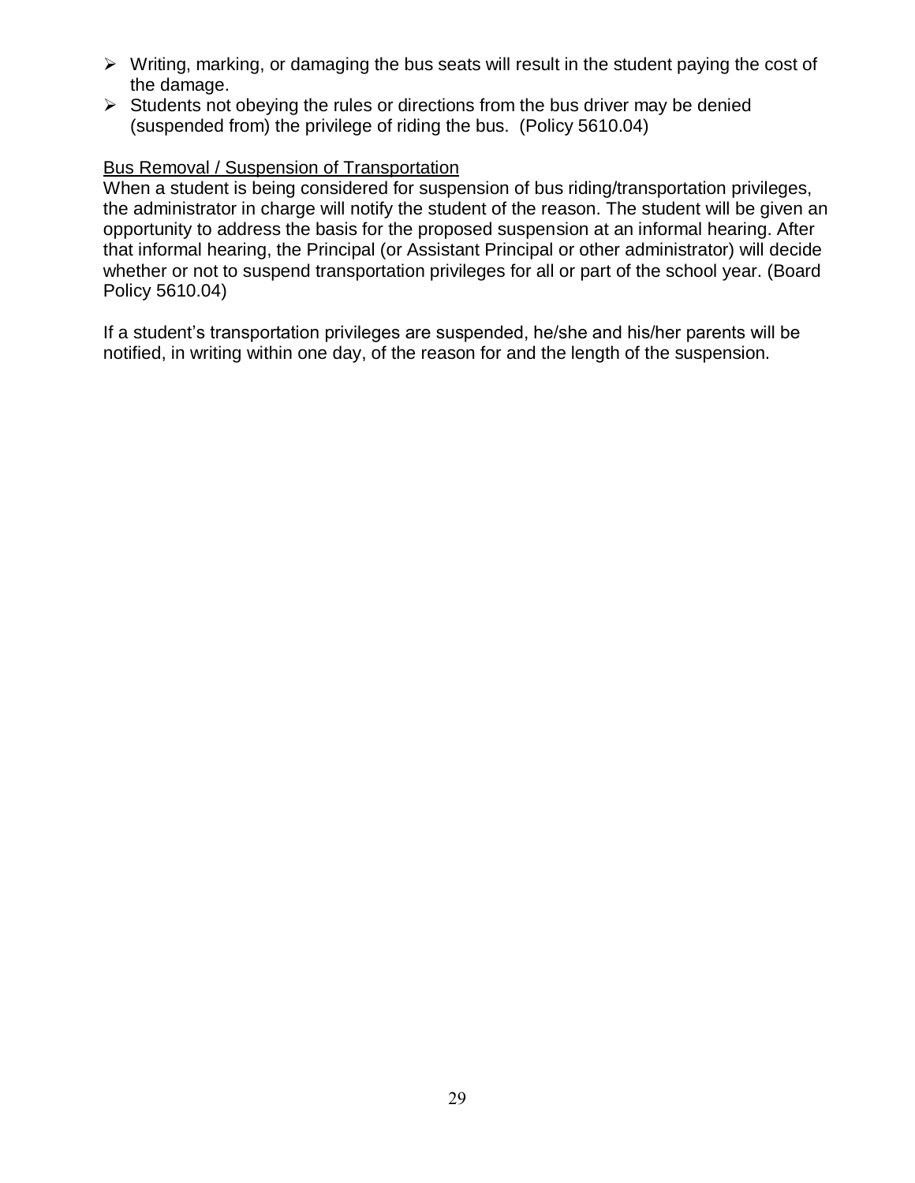- Writing, marking, or damaging the bus seats will result in the student paying the cost of the damage.
- Students not obeying the rules or directions from the bus driver may be denied (suspended from) the privilege of riding the bus. (Policy 5610.04)

<u>Bus Removal / Suspension of Transportation</u>

When a student is being considered for suspension of bus riding/transportation privileges, the administrator in charge will notify the student of the reason. The student will be given an opportunity to address the basis for the proposed suspension at an informal hearing. After that informal hearing, the Principal (or Assistant Principal or other administrator) will decide whether or not to suspend transportation privileges for all or part of the school year. (Board Policy 5610.04)

If a student's transportation privileges are suspended, he/she and his/her parents will be notified, in writing within one day, of the reason for and the length of the suspension.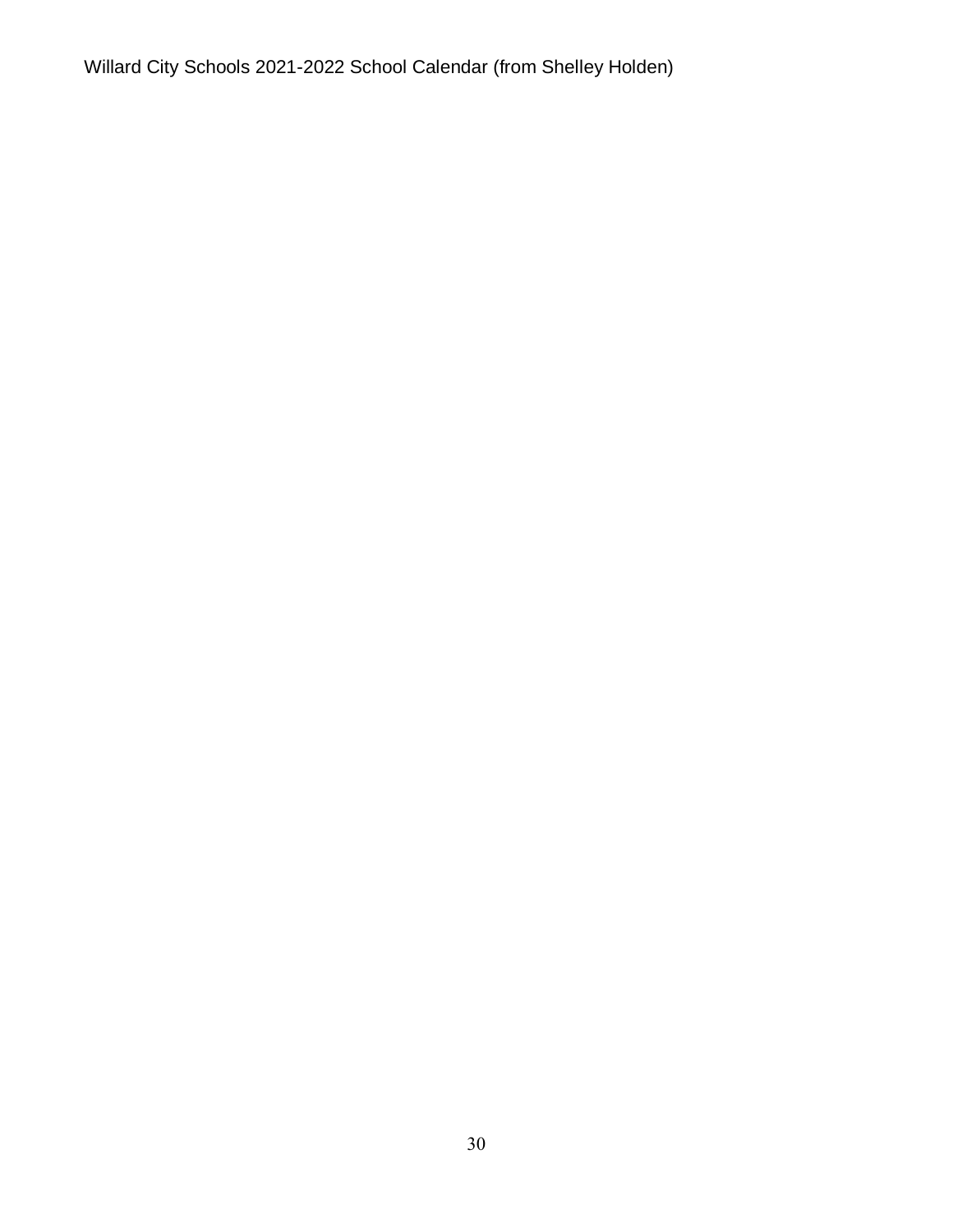Willard City Schools 2021-2022 School Calendar (from Shelley Holden)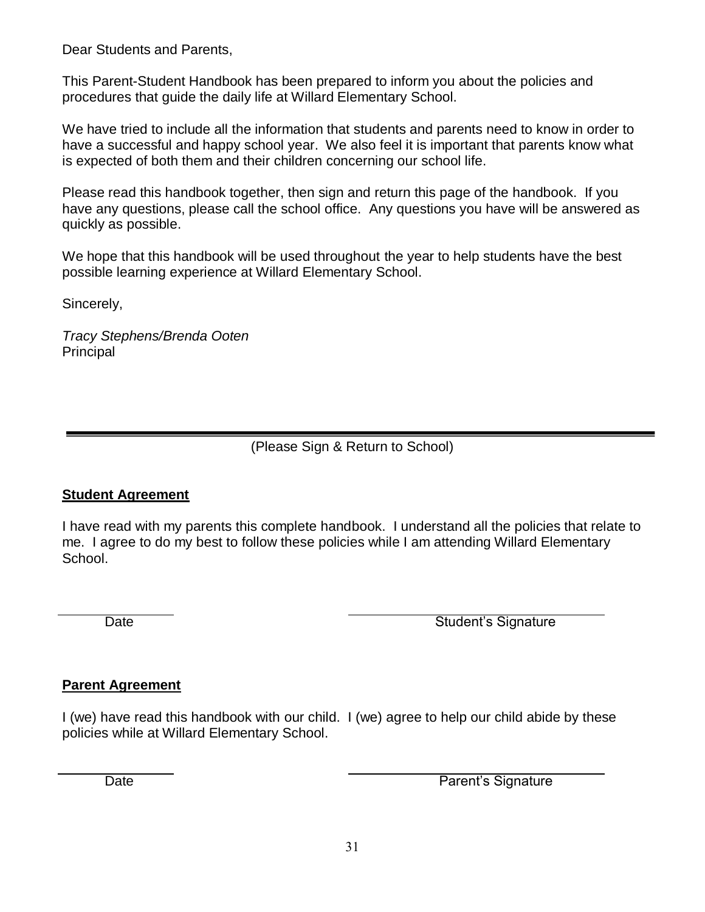Dear Students and Parents,

This Parent-Student Handbook has been prepared to inform you about the policies and procedures that guide the daily life at Willard Elementary School.

We have tried to include all the information that students and parents need to know in order to have a successful and happy school year. We also feel it is important that parents know what is expected of both them and their children concerning our school life.

Please read this handbook together, then sign and return this page of the handbook. If you have any questions, please call the school office. Any questions you have will be answered as quickly as possible.

We hope that this handbook will be used throughout the year to help students have the best possible learning experience at Willard Elementary School.

Sincerely,

*Tracy Stephens/Brenda Ooten*
Principal

---

(Please Sign & Return to School)

**Student Agreement**

I have read with my parents this complete handbook. I understand all the policies that relate to me. I agree to do my best to follow these policies while I am attending Willard Elementary School.

\_\_\_\_\_\_\_\_\_\_\_\_\_\_\_\_ Date

\_\_\_\_\_\_\_\_\_\_\_\_\_\_\_\_\_\_\_\_\_\_\_\_\_\_\_\_ Student's Signature

**Parent Agreement**

I (we) have read this handbook with our child. I (we) agree to help our child abide by these policies while at Willard Elementary School.

\_\_\_\_\_\_\_\_\_\_\_\_\_\_\_\_ Date

\_\_\_\_\_\_\_\_\_\_\_\_\_\_\_\_\_\_\_\_\_\_\_\_\_\_\_\_ Parent's Signature